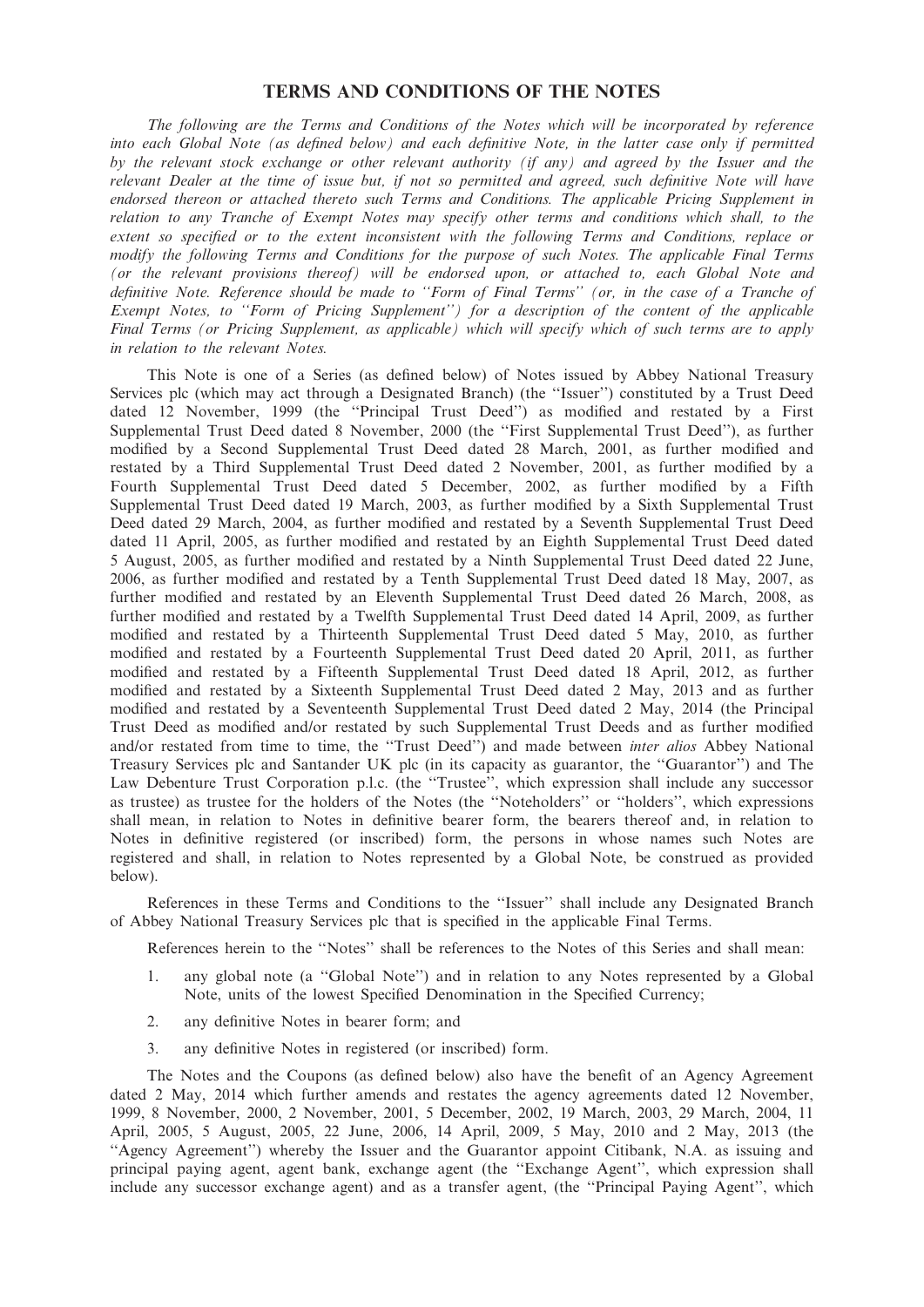# TERMS AND CONDITIONS OF THE NOTES

*The following are the Terms and Conditions of the Notes which will be incorporated by reference into each Global Note (as defined below) and each definitive Note, in the latter case only if permitted by the relevant stock exchange or other relevant authority (if any) and agreed by the Issuer and the relevant Dealer at the time of issue but, if not so permitted and agreed, such definitive Note will have endorsed thereon or attached thereto such Terms and Conditions. The applicable Pricing Supplement in relation to any Tranche of Exempt Notes may specify other terms and conditions which shall, to the extent so specified or to the extent inconsistent with the following Terms and Conditions, replace or modify the following Terms and Conditions for the purpose of such Notes. The applicable Final Terms (or the relevant provisions thereof) will be endorsed upon, or attached to, each Global Note and definitive Note. Reference should be made to ''Form of Final Terms'' (or, in the case of a Tranche of Exempt Notes, to ''Form of Pricing Supplement'') for a description of the content of the applicable Final Terms (or Pricing Supplement, as applicable) which will specify which of such terms are to apply in relation to the relevant Notes.*

This Note is one of a Series (as defined below) of Notes issued by Abbey National Treasury Services plc (which may act through a Designated Branch) (the ''Issuer'') constituted by a Trust Deed dated 12 November, 1999 (the ''Principal Trust Deed'') as modified and restated by a First Supplemental Trust Deed dated 8 November, 2000 (the ''First Supplemental Trust Deed''), as further modified by a Second Supplemental Trust Deed dated 28 March, 2001, as further modified and restated by a Third Supplemental Trust Deed dated 2 November, 2001, as further modified by a Fourth Supplemental Trust Deed dated 5 December, 2002, as further modified by a Fifth Supplemental Trust Deed dated 19 March, 2003, as further modified by a Sixth Supplemental Trust Deed dated 29 March, 2004, as further modified and restated by a Seventh Supplemental Trust Deed dated 11 April, 2005, as further modified and restated by an Eighth Supplemental Trust Deed dated 5 August, 2005, as further modified and restated by a Ninth Supplemental Trust Deed dated 22 June, 2006, as further modified and restated by a Tenth Supplemental Trust Deed dated 18 May, 2007, as further modified and restated by an Eleventh Supplemental Trust Deed dated 26 March, 2008, as further modified and restated by a Twelfth Supplemental Trust Deed dated 14 April, 2009, as further modified and restated by a Thirteenth Supplemental Trust Deed dated 5 May, 2010, as further modified and restated by a Fourteenth Supplemental Trust Deed dated 20 April, 2011, as further modified and restated by a Fifteenth Supplemental Trust Deed dated 18 April, 2012, as further modified and restated by a Sixteenth Supplemental Trust Deed dated 2 May, 2013 and as further modified and restated by a Seventeenth Supplemental Trust Deed dated 2 May, 2014 (the Principal Trust Deed as modified and/or restated by such Supplemental Trust Deeds and as further modified and/or restated from time to time, the ''Trust Deed'') and made between *inter alios* Abbey National Treasury Services plc and Santander UK plc (in its capacity as guarantor, the ''Guarantor'') and The Law Debenture Trust Corporation p.l.c. (the ''Trustee'', which expression shall include any successor as trustee) as trustee for the holders of the Notes (the ''Noteholders'' or ''holders'', which expressions shall mean, in relation to Notes in definitive bearer form, the bearers thereof and, in relation to Notes in definitive registered (or inscribed) form, the persons in whose names such Notes are registered and shall, in relation to Notes represented by a Global Note, be construed as provided below).

References in these Terms and Conditions to the ''Issuer'' shall include any Designated Branch of Abbey National Treasury Services plc that is specified in the applicable Final Terms.

References herein to the ''Notes'' shall be references to the Notes of this Series and shall mean:

1. any global note (a ''Global Note'') and in relation to any Notes represented by a Global Note, units of the lowest Specified Denomination in the Specified Currency;
2. any definitive Notes in bearer form; and
3. any definitive Notes in registered (or inscribed) form.

The Notes and the Coupons (as defined below) also have the benefit of an Agency Agreement dated 2 May, 2014 which further amends and restates the agency agreements dated 12 November, 1999, 8 November, 2000, 2 November, 2001, 5 December, 2002, 19 March, 2003, 29 March, 2004, 11 April, 2005, 5 August, 2005, 22 June, 2006, 14 April, 2009, 5 May, 2010 and 2 May, 2013 (the ''Agency Agreement'') whereby the Issuer and the Guarantor appoint Citibank, N.A. as issuing and principal paying agent, agent bank, exchange agent (the ''Exchange Agent'', which expression shall include any successor exchange agent) and as a transfer agent, (the ''Principal Paying Agent'', which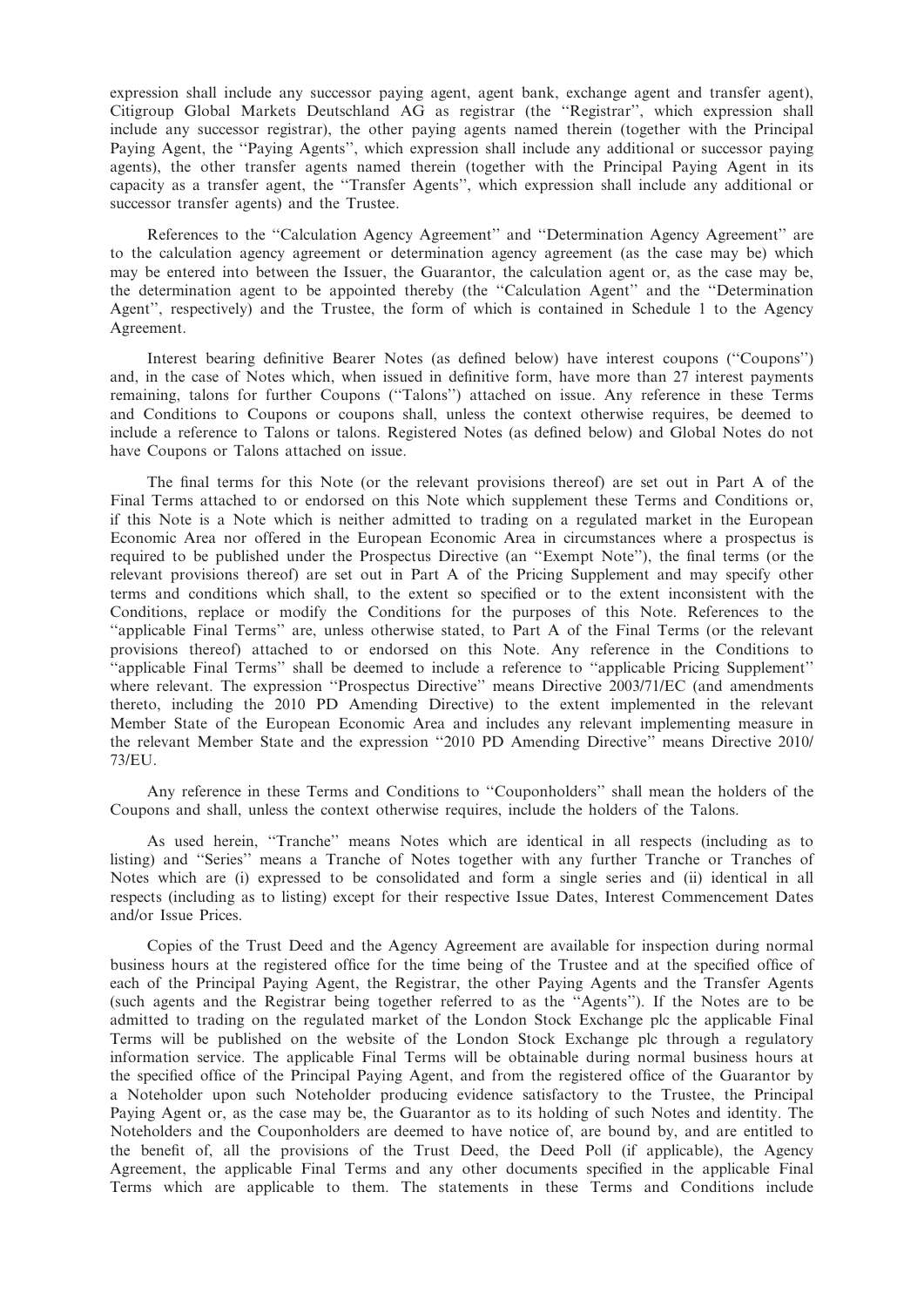expression shall include any successor paying agent, agent bank, exchange agent and transfer agent), Citigroup Global Markets Deutschland AG as registrar (the ''Registrar'', which expression shall include any successor registrar), the other paying agents named therein (together with the Principal Paying Agent, the ''Paying Agents'', which expression shall include any additional or successor paying agents), the other transfer agents named therein (together with the Principal Paying Agent in its capacity as a transfer agent, the ''Transfer Agents'', which expression shall include any additional or successor transfer agents) and the Trustee.

References to the ''Calculation Agency Agreement'' and ''Determination Agency Agreement'' are to the calculation agency agreement or determination agency agreement (as the case may be) which may be entered into between the Issuer, the Guarantor, the calculation agent or, as the case may be, the determination agent to be appointed thereby (the ''Calculation Agent'' and the ''Determination Agent'', respectively) and the Trustee, the form of which is contained in Schedule 1 to the Agency Agreement.

Interest bearing definitive Bearer Notes (as defined below) have interest coupons (''Coupons'') and, in the case of Notes which, when issued in definitive form, have more than 27 interest payments remaining, talons for further Coupons (''Talons'') attached on issue. Any reference in these Terms and Conditions to Coupons or coupons shall, unless the context otherwise requires, be deemed to include a reference to Talons or talons. Registered Notes (as defined below) and Global Notes do not have Coupons or Talons attached on issue.

The final terms for this Note (or the relevant provisions thereof) are set out in Part A of the Final Terms attached to or endorsed on this Note which supplement these Terms and Conditions or, if this Note is a Note which is neither admitted to trading on a regulated market in the European Economic Area nor offered in the European Economic Area in circumstances where a prospectus is required to be published under the Prospectus Directive (an ''Exempt Note''), the final terms (or the relevant provisions thereof) are set out in Part A of the Pricing Supplement and may specify other terms and conditions which shall, to the extent so specified or to the extent inconsistent with the Conditions, replace or modify the Conditions for the purposes of this Note. References to the ''applicable Final Terms'' are, unless otherwise stated, to Part A of the Final Terms (or the relevant provisions thereof) attached to or endorsed on this Note. Any reference in the Conditions to ''applicable Final Terms'' shall be deemed to include a reference to ''applicable Pricing Supplement'' where relevant. The expression ''Prospectus Directive'' means Directive 2003/71/EC (and amendments thereto, including the 2010 PD Amending Directive) to the extent implemented in the relevant Member State of the European Economic Area and includes any relevant implementing measure in the relevant Member State and the expression ''2010 PD Amending Directive'' means Directive 2010/73/EU.

Any reference in these Terms and Conditions to ''Couponholders'' shall mean the holders of the Coupons and shall, unless the context otherwise requires, include the holders of the Talons.

As used herein, ''Tranche'' means Notes which are identical in all respects (including as to listing) and ''Series'' means a Tranche of Notes together with any further Tranche or Tranches of Notes which are (i) expressed to be consolidated and form a single series and (ii) identical in all respects (including as to listing) except for their respective Issue Dates, Interest Commencement Dates and/or Issue Prices.

Copies of the Trust Deed and the Agency Agreement are available for inspection during normal business hours at the registered office for the time being of the Trustee and at the specified office of each of the Principal Paying Agent, the Registrar, the other Paying Agents and the Transfer Agents (such agents and the Registrar being together referred to as the ''Agents''). If the Notes are to be admitted to trading on the regulated market of the London Stock Exchange plc the applicable Final Terms will be published on the website of the London Stock Exchange plc through a regulatory information service. The applicable Final Terms will be obtainable during normal business hours at the specified office of the Principal Paying Agent, and from the registered office of the Guarantor by a Noteholder upon such Noteholder producing evidence satisfactory to the Trustee, the Principal Paying Agent or, as the case may be, the Guarantor as to its holding of such Notes and identity. The Noteholders and the Couponholders are deemed to have notice of, are bound by, and are entitled to the benefit of, all the provisions of the Trust Deed, the Deed Poll (if applicable), the Agency Agreement, the applicable Final Terms and any other documents specified in the applicable Final Terms which are applicable to them. The statements in these Terms and Conditions include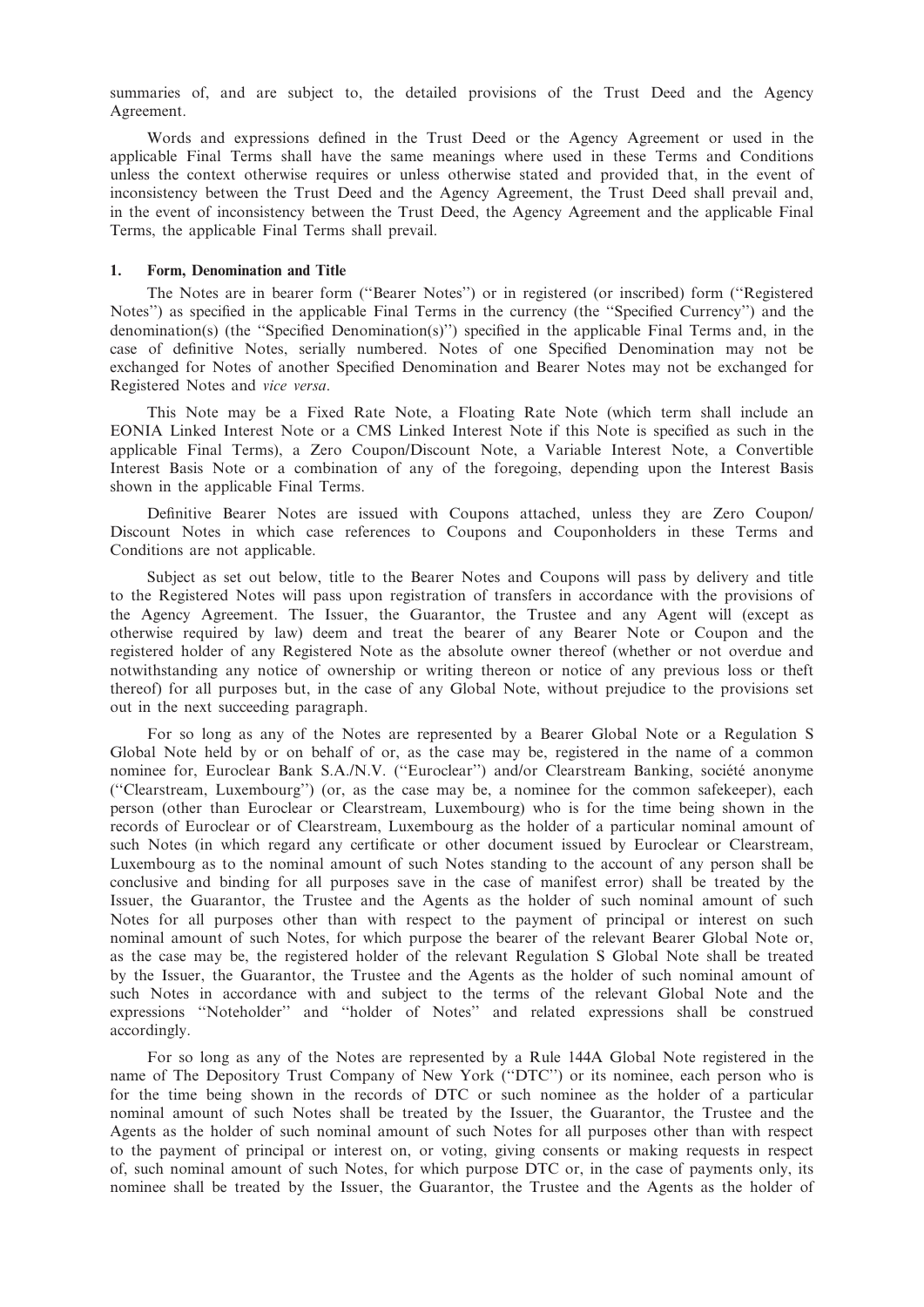summaries of, and are subject to, the detailed provisions of the Trust Deed and the Agency Agreement.

Words and expressions defined in the Trust Deed or the Agency Agreement or used in the applicable Final Terms shall have the same meanings where used in these Terms and Conditions unless the context otherwise requires or unless otherwise stated and provided that, in the event of inconsistency between the Trust Deed and the Agency Agreement, the Trust Deed shall prevail and, in the event of inconsistency between the Trust Deed, the Agency Agreement and the applicable Final Terms, the applicable Final Terms shall prevail.

## 1. Form, Denomination and Title

The Notes are in bearer form (''Bearer Notes'') or in registered (or inscribed) form (''Registered Notes'') as specified in the applicable Final Terms in the currency (the ''Specified Currency'') and the denomination(s) (the ''Specified Denomination(s)'') specified in the applicable Final Terms and, in the case of definitive Notes, serially numbered. Notes of one Specified Denomination may not be exchanged for Notes of another Specified Denomination and Bearer Notes may not be exchanged for Registered Notes and *vice versa*.

This Note may be a Fixed Rate Note, a Floating Rate Note (which term shall include an EONIA Linked Interest Note or a CMS Linked Interest Note if this Note is specified as such in the applicable Final Terms), a Zero Coupon/Discount Note, a Variable Interest Note, a Convertible Interest Basis Note or a combination of any of the foregoing, depending upon the Interest Basis shown in the applicable Final Terms.

Definitive Bearer Notes are issued with Coupons attached, unless they are Zero Coupon/ Discount Notes in which case references to Coupons and Couponholders in these Terms and Conditions are not applicable.

Subject as set out below, title to the Bearer Notes and Coupons will pass by delivery and title to the Registered Notes will pass upon registration of transfers in accordance with the provisions of the Agency Agreement. The Issuer, the Guarantor, the Trustee and any Agent will (except as otherwise required by law) deem and treat the bearer of any Bearer Note or Coupon and the registered holder of any Registered Note as the absolute owner thereof (whether or not overdue and notwithstanding any notice of ownership or writing thereon or notice of any previous loss or theft thereof) for all purposes but, in the case of any Global Note, without prejudice to the provisions set out in the next succeeding paragraph.

For so long as any of the Notes are represented by a Bearer Global Note or a Regulation S Global Note held by or on behalf of or, as the case may be, registered in the name of a common nominee for, Euroclear Bank S.A./N.V. (''Euroclear'') and/or Clearstream Banking, société anonyme (''Clearstream, Luxembourg'') (or, as the case may be, a nominee for the common safekeeper), each person (other than Euroclear or Clearstream, Luxembourg) who is for the time being shown in the records of Euroclear or of Clearstream, Luxembourg as the holder of a particular nominal amount of such Notes (in which regard any certificate or other document issued by Euroclear or Clearstream, Luxembourg as to the nominal amount of such Notes standing to the account of any person shall be conclusive and binding for all purposes save in the case of manifest error) shall be treated by the Issuer, the Guarantor, the Trustee and the Agents as the holder of such nominal amount of such Notes for all purposes other than with respect to the payment of principal or interest on such nominal amount of such Notes, for which purpose the bearer of the relevant Bearer Global Note or, as the case may be, the registered holder of the relevant Regulation S Global Note shall be treated by the Issuer, the Guarantor, the Trustee and the Agents as the holder of such nominal amount of such Notes in accordance with and subject to the terms of the relevant Global Note and the expressions ''Noteholder'' and ''holder of Notes'' and related expressions shall be construed accordingly.

For so long as any of the Notes are represented by a Rule 144A Global Note registered in the name of The Depository Trust Company of New York (''DTC'') or its nominee, each person who is for the time being shown in the records of DTC or such nominee as the holder of a particular nominal amount of such Notes shall be treated by the Issuer, the Guarantor, the Trustee and the Agents as the holder of such nominal amount of such Notes for all purposes other than with respect to the payment of principal or interest on, or voting, giving consents or making requests in respect of, such nominal amount of such Notes, for which purpose DTC or, in the case of payments only, its nominee shall be treated by the Issuer, the Guarantor, the Trustee and the Agents as the holder of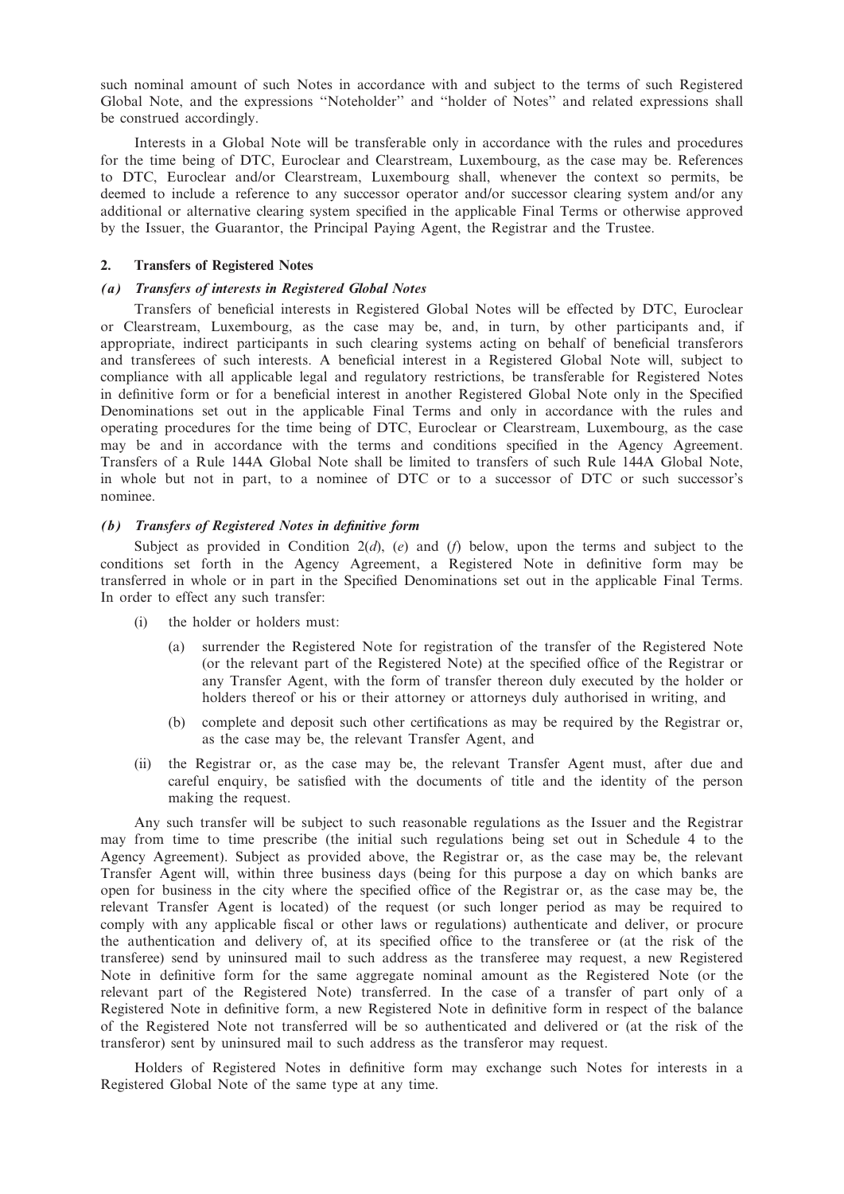such nominal amount of such Notes in accordance with and subject to the terms of such Registered Global Note, and the expressions ''Noteholder'' and ''holder of Notes'' and related expressions shall be construed accordingly.

Interests in a Global Note will be transferable only in accordance with the rules and procedures for the time being of DTC, Euroclear and Clearstream, Luxembourg, as the case may be. References to DTC, Euroclear and/or Clearstream, Luxembourg shall, whenever the context so permits, be deemed to include a reference to any successor operator and/or successor clearing system and/or any additional or alternative clearing system specified in the applicable Final Terms or otherwise approved by the Issuer, the Guarantor, the Principal Paying Agent, the Registrar and the Trustee.

## 2. Transfers of Registered Notes

### *(a) Transfers of interests in Registered Global Notes*

Transfers of beneficial interests in Registered Global Notes will be effected by DTC, Euroclear or Clearstream, Luxembourg, as the case may be, and, in turn, by other participants and, if appropriate, indirect participants in such clearing systems acting on behalf of beneficial transferors and transferees of such interests. A beneficial interest in a Registered Global Note will, subject to compliance with all applicable legal and regulatory restrictions, be transferable for Registered Notes in definitive form or for a beneficial interest in another Registered Global Note only in the Specified Denominations set out in the applicable Final Terms and only in accordance with the rules and operating procedures for the time being of DTC, Euroclear or Clearstream, Luxembourg, as the case may be and in accordance with the terms and conditions specified in the Agency Agreement. Transfers of a Rule 144A Global Note shall be limited to transfers of such Rule 144A Global Note, in whole but not in part, to a nominee of DTC or to a successor of DTC or such successor's nominee.

### *(b) Transfers of Registered Notes in definitive form*

Subject as provided in Condition 2(*d*), (*e*) and (*f*) below, upon the terms and subject to the conditions set forth in the Agency Agreement, a Registered Note in definitive form may be transferred in whole or in part in the Specified Denominations set out in the applicable Final Terms. In order to effect any such transfer:

(i) the holder or holders must:

   (a) surrender the Registered Note for registration of the transfer of the Registered Note (or the relevant part of the Registered Note) at the specified office of the Registrar or any Transfer Agent, with the form of transfer thereon duly executed by the holder or holders thereof or his or their attorney or attorneys duly authorised in writing, and

   (b) complete and deposit such other certifications as may be required by the Registrar or, as the case may be, the relevant Transfer Agent, and

(ii) the Registrar or, as the case may be, the relevant Transfer Agent must, after due and careful enquiry, be satisfied with the documents of title and the identity of the person making the request.

Any such transfer will be subject to such reasonable regulations as the Issuer and the Registrar may from time to time prescribe (the initial such regulations being set out in Schedule 4 to the Agency Agreement). Subject as provided above, the Registrar or, as the case may be, the relevant Transfer Agent will, within three business days (being for this purpose a day on which banks are open for business in the city where the specified office of the Registrar or, as the case may be, the relevant Transfer Agent is located) of the request (or such longer period as may be required to comply with any applicable fiscal or other laws or regulations) authenticate and deliver, or procure the authentication and delivery of, at its specified office to the transferee or (at the risk of the transferee) send by uninsured mail to such address as the transferee may request, a new Registered Note in definitive form for the same aggregate nominal amount as the Registered Note (or the relevant part of the Registered Note) transferred. In the case of a transfer of part only of a Registered Note in definitive form, a new Registered Note in definitive form in respect of the balance of the Registered Note not transferred will be so authenticated and delivered or (at the risk of the transferor) sent by uninsured mail to such address as the transferor may request.

Holders of Registered Notes in definitive form may exchange such Notes for interests in a Registered Global Note of the same type at any time.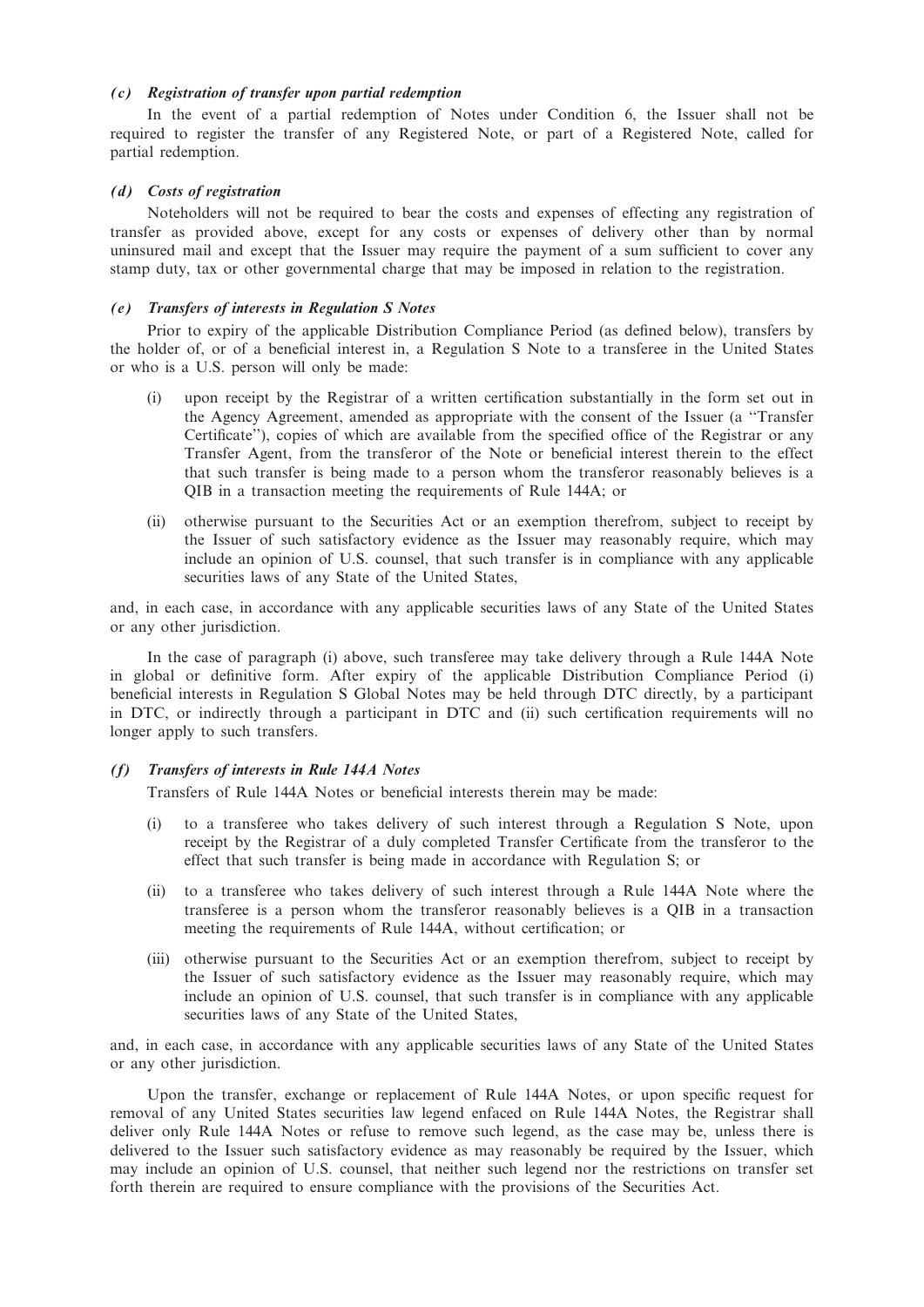### *(c) Registration of transfer upon partial redemption*

In the event of a partial redemption of Notes under Condition 6, the Issuer shall not be required to register the transfer of any Registered Note, or part of a Registered Note, called for partial redemption.

### *(d) Costs of registration*

Noteholders will not be required to bear the costs and expenses of effecting any registration of transfer as provided above, except for any costs or expenses of delivery other than by normal uninsured mail and except that the Issuer may require the payment of a sum sufficient to cover any stamp duty, tax or other governmental charge that may be imposed in relation to the registration.

### *(e) Transfers of interests in Regulation S Notes*

Prior to expiry of the applicable Distribution Compliance Period (as defined below), transfers by the holder of, or of a beneficial interest in, a Regulation S Note to a transferee in the United States or who is a U.S. person will only be made:

(i) upon receipt by the Registrar of a written certification substantially in the form set out in the Agency Agreement, amended as appropriate with the consent of the Issuer (a ''Transfer Certificate''), copies of which are available from the specified office of the Registrar or any Transfer Agent, from the transferor of the Note or beneficial interest therein to the effect that such transfer is being made to a person whom the transferor reasonably believes is a QIB in a transaction meeting the requirements of Rule 144A; or

(ii) otherwise pursuant to the Securities Act or an exemption therefrom, subject to receipt by the Issuer of such satisfactory evidence as the Issuer may reasonably require, which may include an opinion of U.S. counsel, that such transfer is in compliance with any applicable securities laws of any State of the United States,

and, in each case, in accordance with any applicable securities laws of any State of the United States or any other jurisdiction.

In the case of paragraph (i) above, such transferee may take delivery through a Rule 144A Note in global or definitive form. After expiry of the applicable Distribution Compliance Period (i) beneficial interests in Regulation S Global Notes may be held through DTC directly, by a participant in DTC, or indirectly through a participant in DTC and (ii) such certification requirements will no longer apply to such transfers.

### *(f) Transfers of interests in Rule 144A Notes*

Transfers of Rule 144A Notes or beneficial interests therein may be made:

(i) to a transferee who takes delivery of such interest through a Regulation S Note, upon receipt by the Registrar of a duly completed Transfer Certificate from the transferor to the effect that such transfer is being made in accordance with Regulation S; or

(ii) to a transferee who takes delivery of such interest through a Rule 144A Note where the transferee is a person whom the transferor reasonably believes is a QIB in a transaction meeting the requirements of Rule 144A, without certification; or

(iii) otherwise pursuant to the Securities Act or an exemption therefrom, subject to receipt by the Issuer of such satisfactory evidence as the Issuer may reasonably require, which may include an opinion of U.S. counsel, that such transfer is in compliance with any applicable securities laws of any State of the United States,

and, in each case, in accordance with any applicable securities laws of any State of the United States or any other jurisdiction.

Upon the transfer, exchange or replacement of Rule 144A Notes, or upon specific request for removal of any United States securities law legend enfaced on Rule 144A Notes, the Registrar shall deliver only Rule 144A Notes or refuse to remove such legend, as the case may be, unless there is delivered to the Issuer such satisfactory evidence as may reasonably be required by the Issuer, which may include an opinion of U.S. counsel, that neither such legend nor the restrictions on transfer set forth therein are required to ensure compliance with the provisions of the Securities Act.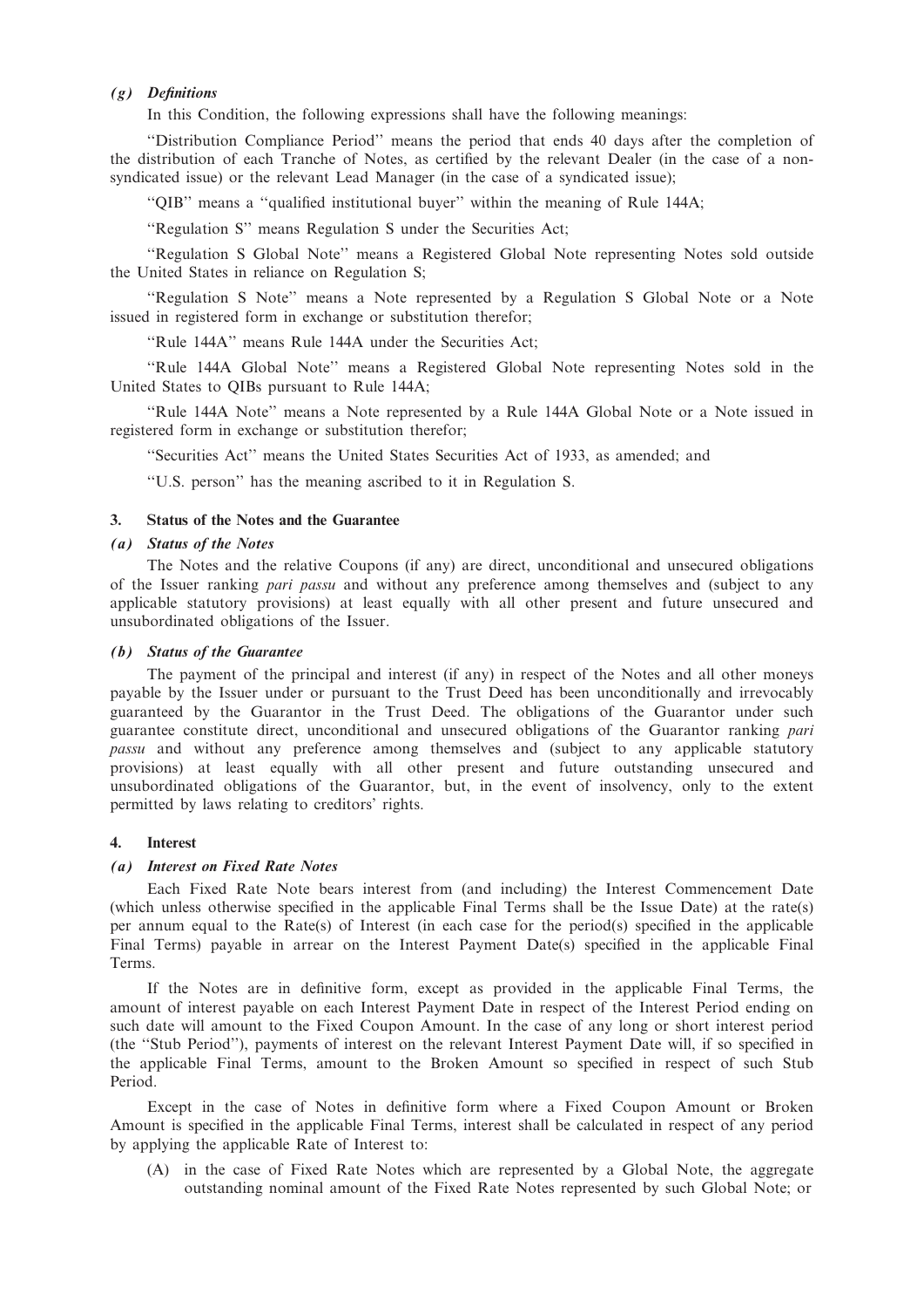### *(g) Definitions*

In this Condition, the following expressions shall have the following meanings:

''Distribution Compliance Period'' means the period that ends 40 days after the completion of the distribution of each Tranche of Notes, as certified by the relevant Dealer (in the case of a non-syndicated issue) or the relevant Lead Manager (in the case of a syndicated issue);

''QIB'' means a ''qualified institutional buyer'' within the meaning of Rule 144A;

''Regulation S'' means Regulation S under the Securities Act;

''Regulation S Global Note'' means a Registered Global Note representing Notes sold outside the United States in reliance on Regulation S;

''Regulation S Note'' means a Note represented by a Regulation S Global Note or a Note issued in registered form in exchange or substitution therefor;

''Rule 144A'' means Rule 144A under the Securities Act;

''Rule 144A Global Note'' means a Registered Global Note representing Notes sold in the United States to QIBs pursuant to Rule 144A;

''Rule 144A Note'' means a Note represented by a Rule 144A Global Note or a Note issued in registered form in exchange or substitution therefor;

''Securities Act'' means the United States Securities Act of 1933, as amended; and

''U.S. person'' has the meaning ascribed to it in Regulation S.

## 3. Status of the Notes and the Guarantee

### *(a) Status of the Notes*

The Notes and the relative Coupons (if any) are direct, unconditional and unsecured obligations of the Issuer ranking *pari passu* and without any preference among themselves and (subject to any applicable statutory provisions) at least equally with all other present and future unsecured and unsubordinated obligations of the Issuer.

### *(b) Status of the Guarantee*

The payment of the principal and interest (if any) in respect of the Notes and all other moneys payable by the Issuer under or pursuant to the Trust Deed has been unconditionally and irrevocably guaranteed by the Guarantor in the Trust Deed. The obligations of the Guarantor under such guarantee constitute direct, unconditional and unsecured obligations of the Guarantor ranking *pari passu* and without any preference among themselves and (subject to any applicable statutory provisions) at least equally with all other present and future outstanding unsecured and unsubordinated obligations of the Guarantor, but, in the event of insolvency, only to the extent permitted by laws relating to creditors' rights.

## 4. Interest

### *(a) Interest on Fixed Rate Notes*

Each Fixed Rate Note bears interest from (and including) the Interest Commencement Date (which unless otherwise specified in the applicable Final Terms shall be the Issue Date) at the rate(s) per annum equal to the Rate(s) of Interest (in each case for the period(s) specified in the applicable Final Terms) payable in arrear on the Interest Payment Date(s) specified in the applicable Final Terms.

If the Notes are in definitive form, except as provided in the applicable Final Terms, the amount of interest payable on each Interest Payment Date in respect of the Interest Period ending on such date will amount to the Fixed Coupon Amount. In the case of any long or short interest period (the ''Stub Period''), payments of interest on the relevant Interest Payment Date will, if so specified in the applicable Final Terms, amount to the Broken Amount so specified in respect of such Stub Period.

Except in the case of Notes in definitive form where a Fixed Coupon Amount or Broken Amount is specified in the applicable Final Terms, interest shall be calculated in respect of any period by applying the applicable Rate of Interest to:

(A) in the case of Fixed Rate Notes which are represented by a Global Note, the aggregate outstanding nominal amount of the Fixed Rate Notes represented by such Global Note; or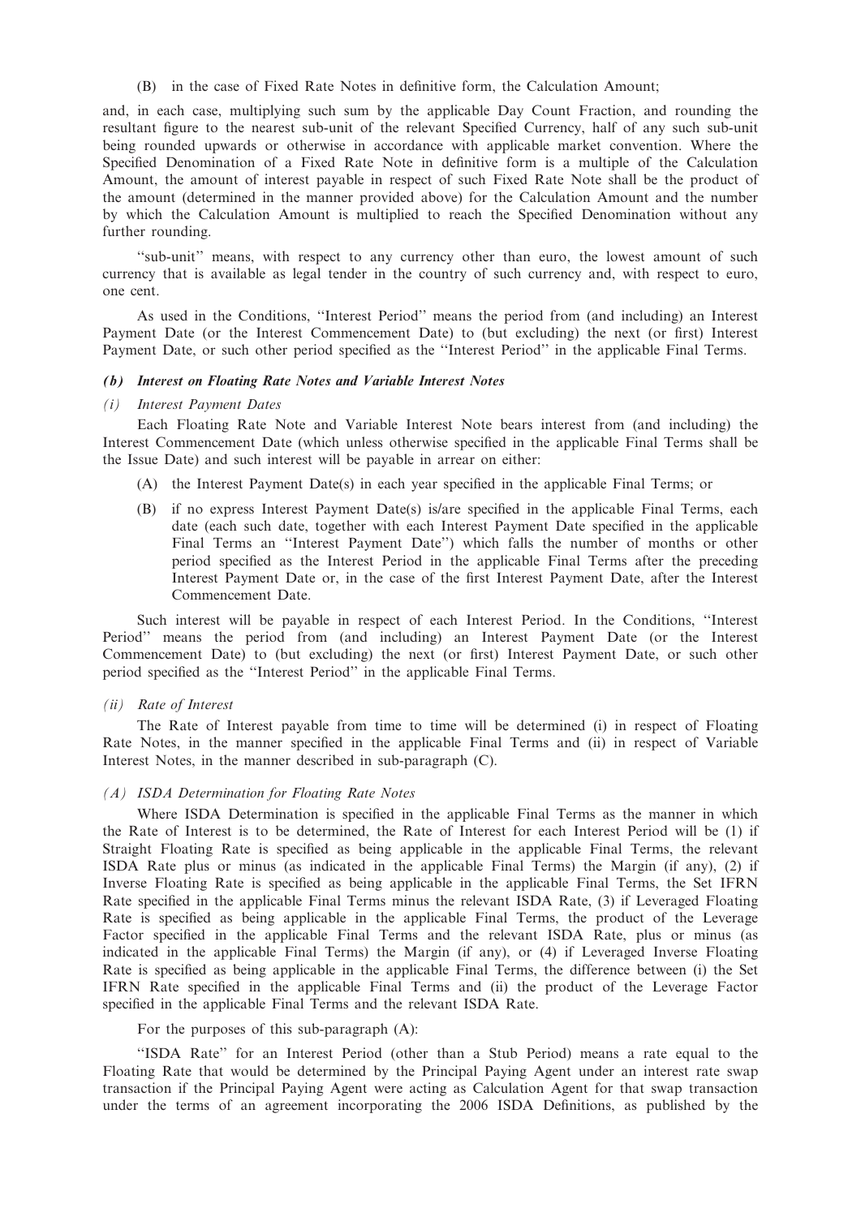(B) in the case of Fixed Rate Notes in definitive form, the Calculation Amount;

and, in each case, multiplying such sum by the applicable Day Count Fraction, and rounding the resultant figure to the nearest sub-unit of the relevant Specified Currency, half of any such sub-unit being rounded upwards or otherwise in accordance with applicable market convention. Where the Specified Denomination of a Fixed Rate Note in definitive form is a multiple of the Calculation Amount, the amount of interest payable in respect of such Fixed Rate Note shall be the product of the amount (determined in the manner provided above) for the Calculation Amount and the number by which the Calculation Amount is multiplied to reach the Specified Denomination without any further rounding.

''sub-unit'' means, with respect to any currency other than euro, the lowest amount of such currency that is available as legal tender in the country of such currency and, with respect to euro, one cent.

As used in the Conditions, ''Interest Period'' means the period from (and including) an Interest Payment Date (or the Interest Commencement Date) to (but excluding) the next (or first) Interest Payment Date, or such other period specified as the ''Interest Period'' in the applicable Final Terms.

#### *(b) Interest on Floating Rate Notes and Variable Interest Notes*

*(i) Interest Payment Dates*

Each Floating Rate Note and Variable Interest Note bears interest from (and including) the Interest Commencement Date (which unless otherwise specified in the applicable Final Terms shall be the Issue Date) and such interest will be payable in arrear on either:

(A) the Interest Payment Date(s) in each year specified in the applicable Final Terms; or

(B) if no express Interest Payment Date(s) is/are specified in the applicable Final Terms, each date (each such date, together with each Interest Payment Date specified in the applicable Final Terms an ''Interest Payment Date'') which falls the number of months or other period specified as the Interest Period in the applicable Final Terms after the preceding Interest Payment Date or, in the case of the first Interest Payment Date, after the Interest Commencement Date.

Such interest will be payable in respect of each Interest Period. In the Conditions, ''Interest Period'' means the period from (and including) an Interest Payment Date (or the Interest Commencement Date) to (but excluding) the next (or first) Interest Payment Date, or such other period specified as the ''Interest Period'' in the applicable Final Terms.

*(ii) Rate of Interest*

The Rate of Interest payable from time to time will be determined (i) in respect of Floating Rate Notes, in the manner specified in the applicable Final Terms and (ii) in respect of Variable Interest Notes, in the manner described in sub-paragraph (C).

*(A) ISDA Determination for Floating Rate Notes*

Where ISDA Determination is specified in the applicable Final Terms as the manner in which the Rate of Interest is to be determined, the Rate of Interest for each Interest Period will be (1) if Straight Floating Rate is specified as being applicable in the applicable Final Terms, the relevant ISDA Rate plus or minus (as indicated in the applicable Final Terms) the Margin (if any), (2) if Inverse Floating Rate is specified as being applicable in the applicable Final Terms, the Set IFRN Rate specified in the applicable Final Terms minus the relevant ISDA Rate, (3) if Leveraged Floating Rate is specified as being applicable in the applicable Final Terms, the product of the Leverage Factor specified in the applicable Final Terms and the relevant ISDA Rate, plus or minus (as indicated in the applicable Final Terms) the Margin (if any), or (4) if Leveraged Inverse Floating Rate is specified as being applicable in the applicable Final Terms, the difference between (i) the Set IFRN Rate specified in the applicable Final Terms and (ii) the product of the Leverage Factor specified in the applicable Final Terms and the relevant ISDA Rate.

For the purposes of this sub-paragraph (A):

''ISDA Rate'' for an Interest Period (other than a Stub Period) means a rate equal to the Floating Rate that would be determined by the Principal Paying Agent under an interest rate swap transaction if the Principal Paying Agent were acting as Calculation Agent for that swap transaction under the terms of an agreement incorporating the 2006 ISDA Definitions, as published by the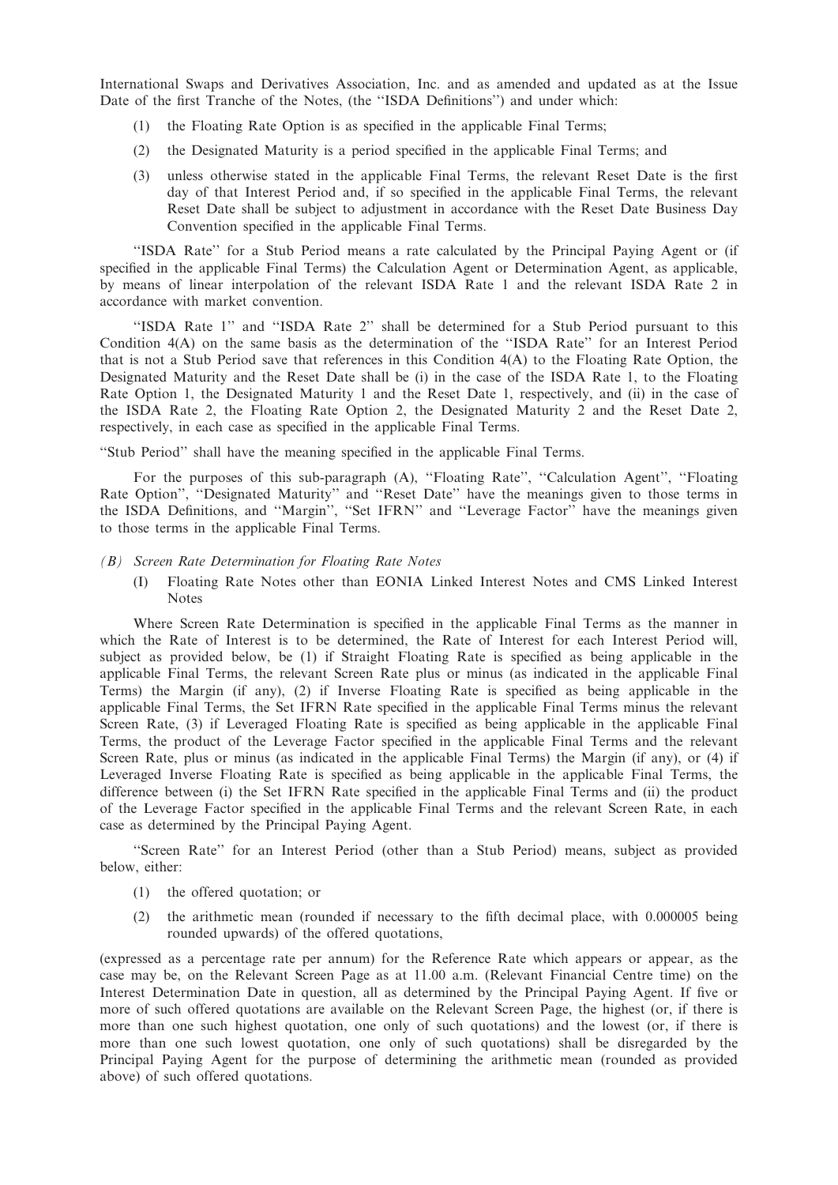International Swaps and Derivatives Association, Inc. and as amended and updated as at the Issue Date of the first Tranche of the Notes, (the ''ISDA Definitions'') and under which:

(1) the Floating Rate Option is as specified in the applicable Final Terms;

(2) the Designated Maturity is a period specified in the applicable Final Terms; and

(3) unless otherwise stated in the applicable Final Terms, the relevant Reset Date is the first day of that Interest Period and, if so specified in the applicable Final Terms, the relevant Reset Date shall be subject to adjustment in accordance with the Reset Date Business Day Convention specified in the applicable Final Terms.

''ISDA Rate'' for a Stub Period means a rate calculated by the Principal Paying Agent or (if specified in the applicable Final Terms) the Calculation Agent or Determination Agent, as applicable, by means of linear interpolation of the relevant ISDA Rate 1 and the relevant ISDA Rate 2 in accordance with market convention.

''ISDA Rate 1'' and ''ISDA Rate 2'' shall be determined for a Stub Period pursuant to this Condition 4(A) on the same basis as the determination of the ''ISDA Rate'' for an Interest Period that is not a Stub Period save that references in this Condition 4(A) to the Floating Rate Option, the Designated Maturity and the Reset Date shall be (i) in the case of the ISDA Rate 1, to the Floating Rate Option 1, the Designated Maturity 1 and the Reset Date 1, respectively, and (ii) in the case of the ISDA Rate 2, the Floating Rate Option 2, the Designated Maturity 2 and the Reset Date 2, respectively, in each case as specified in the applicable Final Terms.

''Stub Period'' shall have the meaning specified in the applicable Final Terms.

For the purposes of this sub-paragraph (A), ''Floating Rate'', ''Calculation Agent'', ''Floating Rate Option'', ''Designated Maturity'' and ''Reset Date'' have the meanings given to those terms in the ISDA Definitions, and ''Margin'', ''Set IFRN'' and ''Leverage Factor'' have the meanings given to those terms in the applicable Final Terms.

*(B) Screen Rate Determination for Floating Rate Notes*

(I) Floating Rate Notes other than EONIA Linked Interest Notes and CMS Linked Interest Notes

Where Screen Rate Determination is specified in the applicable Final Terms as the manner in which the Rate of Interest is to be determined, the Rate of Interest for each Interest Period will, subject as provided below, be (1) if Straight Floating Rate is specified as being applicable in the applicable Final Terms, the relevant Screen Rate plus or minus (as indicated in the applicable Final Terms) the Margin (if any), (2) if Inverse Floating Rate is specified as being applicable in the applicable Final Terms, the Set IFRN Rate specified in the applicable Final Terms minus the relevant Screen Rate, (3) if Leveraged Floating Rate is specified as being applicable in the applicable Final Terms, the product of the Leverage Factor specified in the applicable Final Terms and the relevant Screen Rate, plus or minus (as indicated in the applicable Final Terms) the Margin (if any), or (4) if Leveraged Inverse Floating Rate is specified as being applicable in the applicable Final Terms, the difference between (i) the Set IFRN Rate specified in the applicable Final Terms and (ii) the product of the Leverage Factor specified in the applicable Final Terms and the relevant Screen Rate, in each case as determined by the Principal Paying Agent.

''Screen Rate'' for an Interest Period (other than a Stub Period) means, subject as provided below, either:

(1) the offered quotation; or

(2) the arithmetic mean (rounded if necessary to the fifth decimal place, with 0.000005 being rounded upwards) of the offered quotations,

(expressed as a percentage rate per annum) for the Reference Rate which appears or appear, as the case may be, on the Relevant Screen Page as at 11.00 a.m. (Relevant Financial Centre time) on the Interest Determination Date in question, all as determined by the Principal Paying Agent. If five or more of such offered quotations are available on the Relevant Screen Page, the highest (or, if there is more than one such highest quotation, one only of such quotations) and the lowest (or, if there is more than one such lowest quotation, one only of such quotations) shall be disregarded by the Principal Paying Agent for the purpose of determining the arithmetic mean (rounded as provided above) of such offered quotations.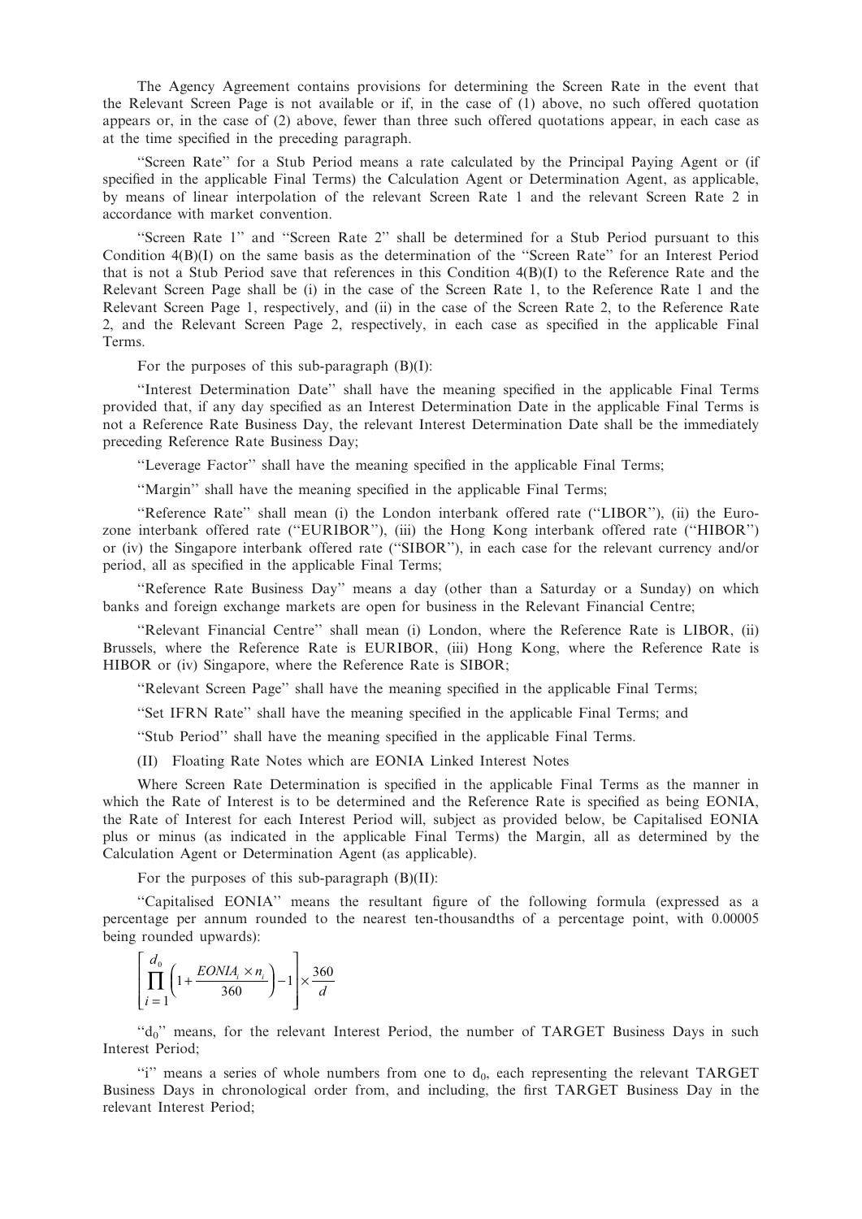The Agency Agreement contains provisions for determining the Screen Rate in the event that the Relevant Screen Page is not available or if, in the case of (1) above, no such offered quotation appears or, in the case of (2) above, fewer than three such offered quotations appear, in each case as at the time specified in the preceding paragraph.

"Screen Rate" for a Stub Period means a rate calculated by the Principal Paying Agent or (if specified in the applicable Final Terms) the Calculation Agent or Determination Agent, as applicable, by means of linear interpolation of the relevant Screen Rate 1 and the relevant Screen Rate 2 in accordance with market convention.

"Screen Rate 1" and "Screen Rate 2" shall be determined for a Stub Period pursuant to this Condition 4(B)(I) on the same basis as the determination of the "Screen Rate" for an Interest Period that is not a Stub Period save that references in this Condition 4(B)(I) to the Reference Rate and the Relevant Screen Page shall be (i) in the case of the Screen Rate 1, to the Reference Rate 1 and the Relevant Screen Page 1, respectively, and (ii) in the case of the Screen Rate 2, to the Reference Rate 2, and the Relevant Screen Page 2, respectively, in each case as specified in the applicable Final Terms.

For the purposes of this sub-paragraph (B)(I):

"Interest Determination Date" shall have the meaning specified in the applicable Final Terms provided that, if any day specified as an Interest Determination Date in the applicable Final Terms is not a Reference Rate Business Day, the relevant Interest Determination Date shall be the immediately preceding Reference Rate Business Day;

"Leverage Factor" shall have the meaning specified in the applicable Final Terms;

"Margin" shall have the meaning specified in the applicable Final Terms;

"Reference Rate" shall mean (i) the London interbank offered rate ("LIBOR"), (ii) the Euro-zone interbank offered rate ("EURIBOR"), (iii) the Hong Kong interbank offered rate ("HIBOR") or (iv) the Singapore interbank offered rate ("SIBOR"), in each case for the relevant currency and/or period, all as specified in the applicable Final Terms;

"Reference Rate Business Day" means a day (other than a Saturday or a Sunday) on which banks and foreign exchange markets are open for business in the Relevant Financial Centre;

"Relevant Financial Centre" shall mean (i) London, where the Reference Rate is LIBOR, (ii) Brussels, where the Reference Rate is EURIBOR, (iii) Hong Kong, where the Reference Rate is HIBOR or (iv) Singapore, where the Reference Rate is SIBOR;

"Relevant Screen Page" shall have the meaning specified in the applicable Final Terms;

"Set IFRN Rate" shall have the meaning specified in the applicable Final Terms; and

"Stub Period" shall have the meaning specified in the applicable Final Terms.

(II) Floating Rate Notes which are EONIA Linked Interest Notes

Where Screen Rate Determination is specified in the applicable Final Terms as the manner in which the Rate of Interest is to be determined and the Reference Rate is specified as being EONIA, the Rate of Interest for each Interest Period will, subject as provided below, be Capitalised EONIA plus or minus (as indicated in the applicable Final Terms) the Margin, all as determined by the Calculation Agent or Determination Agent (as applicable).

For the purposes of this sub-paragraph (B)(II):

"Capitalised EONIA" means the resultant figure of the following formula (expressed as a percentage per annum rounded to the nearest ten-thousandths of a percentage point, with 0.00005 being rounded upwards):

$$\left[\prod_{i=1}^{d_0}\left(1+\frac{EONIA_i \times n_i}{360}\right)-1\right]\times\frac{360}{d}$$

"$d_0$" means, for the relevant Interest Period, the number of TARGET Business Days in such Interest Period;

"i" means a series of whole numbers from one to $d_0$, each representing the relevant TARGET Business Days in chronological order from, and including, the first TARGET Business Day in the relevant Interest Period;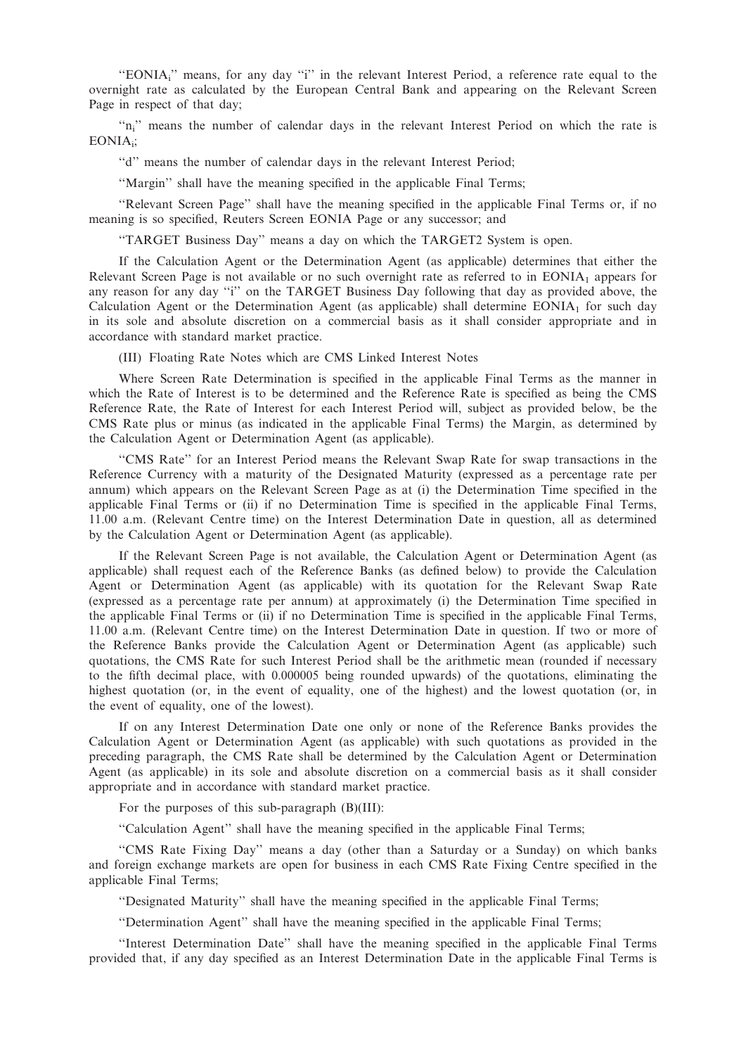"$EONIA_i$" means, for any day "i" in the relevant Interest Period, a reference rate equal to the overnight rate as calculated by the European Central Bank and appearing on the Relevant Screen Page in respect of that day;

"$n_i$" means the number of calendar days in the relevant Interest Period on which the rate is $EONIA_i$;

"d" means the number of calendar days in the relevant Interest Period;

"Margin" shall have the meaning specified in the applicable Final Terms;

"Relevant Screen Page" shall have the meaning specified in the applicable Final Terms or, if no meaning is so specified, Reuters Screen EONIA Page or any successor; and

"TARGET Business Day" means a day on which the TARGET2 System is open.

If the Calculation Agent or the Determination Agent (as applicable) determines that either the Relevant Screen Page is not available or no such overnight rate as referred to in $EONIA_1$ appears for any reason for any day "i" on the TARGET Business Day following that day as provided above, the Calculation Agent or the Determination Agent (as applicable) shall determine $EONIA_1$ for such day in its sole and absolute discretion on a commercial basis as it shall consider appropriate and in accordance with standard market practice.

(III) Floating Rate Notes which are CMS Linked Interest Notes

Where Screen Rate Determination is specified in the applicable Final Terms as the manner in which the Rate of Interest is to be determined and the Reference Rate is specified as being the CMS Reference Rate, the Rate of Interest for each Interest Period will, subject as provided below, be the CMS Rate plus or minus (as indicated in the applicable Final Terms) the Margin, as determined by the Calculation Agent or Determination Agent (as applicable).

"CMS Rate" for an Interest Period means the Relevant Swap Rate for swap transactions in the Reference Currency with a maturity of the Designated Maturity (expressed as a percentage rate per annum) which appears on the Relevant Screen Page as at (i) the Determination Time specified in the applicable Final Terms or (ii) if no Determination Time is specified in the applicable Final Terms, 11.00 a.m. (Relevant Centre time) on the Interest Determination Date in question, all as determined by the Calculation Agent or Determination Agent (as applicable).

If the Relevant Screen Page is not available, the Calculation Agent or Determination Agent (as applicable) shall request each of the Reference Banks (as defined below) to provide the Calculation Agent or Determination Agent (as applicable) with its quotation for the Relevant Swap Rate (expressed as a percentage rate per annum) at approximately (i) the Determination Time specified in the applicable Final Terms or (ii) if no Determination Time is specified in the applicable Final Terms, 11.00 a.m. (Relevant Centre time) on the Interest Determination Date in question. If two or more of the Reference Banks provide the Calculation Agent or Determination Agent (as applicable) such quotations, the CMS Rate for such Interest Period shall be the arithmetic mean (rounded if necessary to the fifth decimal place, with 0.000005 being rounded upwards) of the quotations, eliminating the highest quotation (or, in the event of equality, one of the highest) and the lowest quotation (or, in the event of equality, one of the lowest).

If on any Interest Determination Date one only or none of the Reference Banks provides the Calculation Agent or Determination Agent (as applicable) with such quotations as provided in the preceding paragraph, the CMS Rate shall be determined by the Calculation Agent or Determination Agent (as applicable) in its sole and absolute discretion on a commercial basis as it shall consider appropriate and in accordance with standard market practice.

For the purposes of this sub-paragraph (B)(III):

"Calculation Agent" shall have the meaning specified in the applicable Final Terms;

"CMS Rate Fixing Day" means a day (other than a Saturday or a Sunday) on which banks and foreign exchange markets are open for business in each CMS Rate Fixing Centre specified in the applicable Final Terms;

"Designated Maturity" shall have the meaning specified in the applicable Final Terms;

"Determination Agent" shall have the meaning specified in the applicable Final Terms;

"Interest Determination Date" shall have the meaning specified in the applicable Final Terms provided that, if any day specified as an Interest Determination Date in the applicable Final Terms is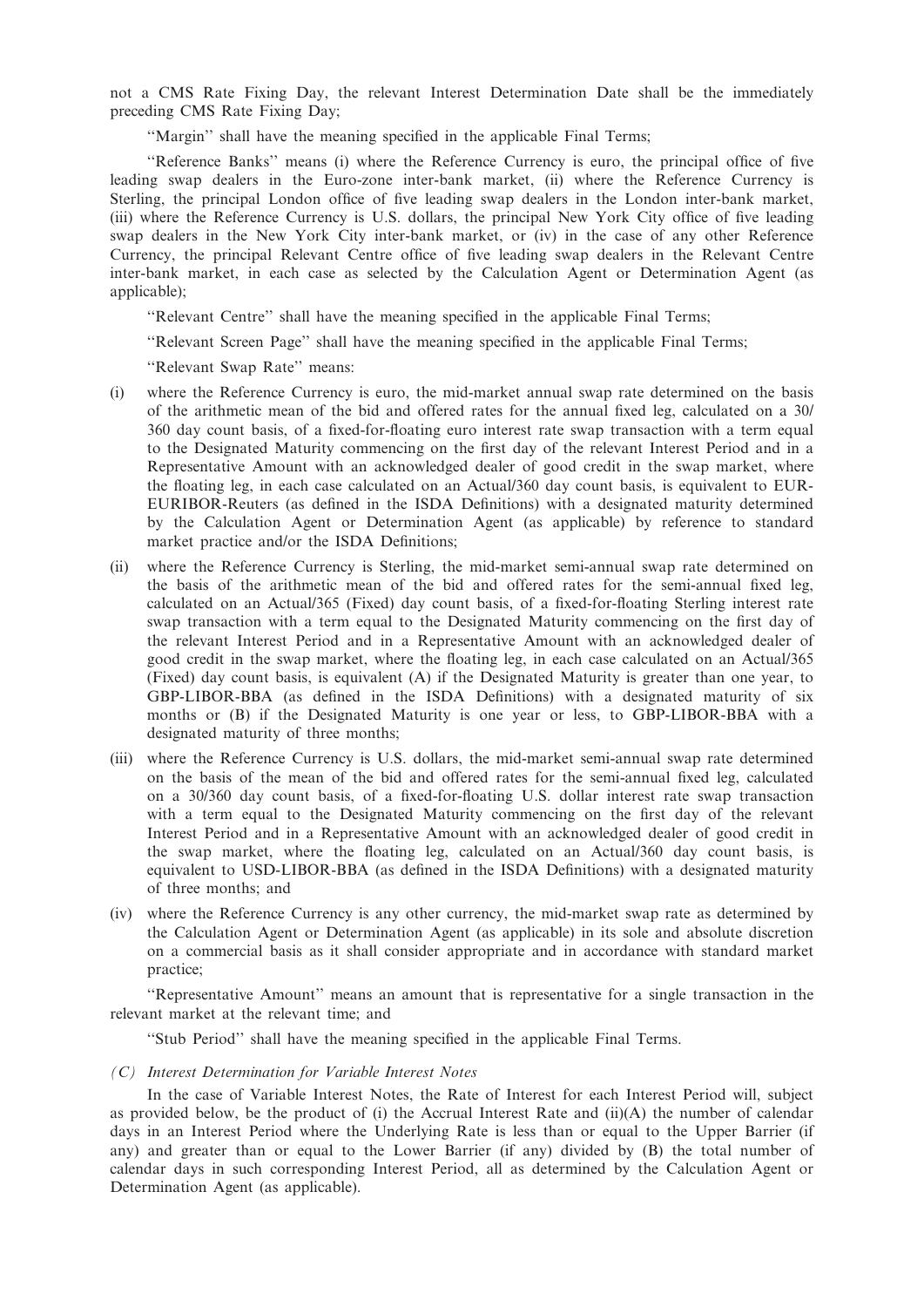not a CMS Rate Fixing Day, the relevant Interest Determination Date shall be the immediately preceding CMS Rate Fixing Day;

"Margin" shall have the meaning specified in the applicable Final Terms;

"Reference Banks" means (i) where the Reference Currency is euro, the principal office of five leading swap dealers in the Euro-zone inter-bank market, (ii) where the Reference Currency is Sterling, the principal London office of five leading swap dealers in the London inter-bank market, (iii) where the Reference Currency is U.S. dollars, the principal New York City office of five leading swap dealers in the New York City inter-bank market, or (iv) in the case of any other Reference Currency, the principal Relevant Centre office of five leading swap dealers in the Relevant Centre inter-bank market, in each case as selected by the Calculation Agent or Determination Agent (as applicable);

"Relevant Centre" shall have the meaning specified in the applicable Final Terms;

"Relevant Screen Page" shall have the meaning specified in the applicable Final Terms;

"Relevant Swap Rate" means:

(i) where the Reference Currency is euro, the mid-market annual swap rate determined on the basis of the arithmetic mean of the bid and offered rates for the annual fixed leg, calculated on a 30/360 day count basis, of a fixed-for-floating euro interest rate swap transaction with a term equal to the Designated Maturity commencing on the first day of the relevant Interest Period and in a Representative Amount with an acknowledged dealer of good credit in the swap market, where the floating leg, in each case calculated on an Actual/360 day count basis, is equivalent to EUR-EURIBOR-Reuters (as defined in the ISDA Definitions) with a designated maturity determined by the Calculation Agent or Determination Agent (as applicable) by reference to standard market practice and/or the ISDA Definitions;

(ii) where the Reference Currency is Sterling, the mid-market semi-annual swap rate determined on the basis of the arithmetic mean of the bid and offered rates for the semi-annual fixed leg, calculated on an Actual/365 (Fixed) day count basis, of a fixed-for-floating Sterling interest rate swap transaction with a term equal to the Designated Maturity commencing on the first day of the relevant Interest Period and in a Representative Amount with an acknowledged dealer of good credit in the swap market, where the floating leg, in each case calculated on an Actual/365 (Fixed) day count basis, is equivalent (A) if the Designated Maturity is greater than one year, to GBP-LIBOR-BBA (as defined in the ISDA Definitions) with a designated maturity of six months or (B) if the Designated Maturity is one year or less, to GBP-LIBOR-BBA with a designated maturity of three months;

(iii) where the Reference Currency is U.S. dollars, the mid-market semi-annual swap rate determined on the basis of the mean of the bid and offered rates for the semi-annual fixed leg, calculated on a 30/360 day count basis, of a fixed-for-floating U.S. dollar interest rate swap transaction with a term equal to the Designated Maturity commencing on the first day of the relevant Interest Period and in a Representative Amount with an acknowledged dealer of good credit in the swap market, where the floating leg, calculated on an Actual/360 day count basis, is equivalent to USD-LIBOR-BBA (as defined in the ISDA Definitions) with a designated maturity of three months; and

(iv) where the Reference Currency is any other currency, the mid-market swap rate as determined by the Calculation Agent or Determination Agent (as applicable) in its sole and absolute discretion on a commercial basis as it shall consider appropriate and in accordance with standard market practice;

"Representative Amount" means an amount that is representative for a single transaction in the relevant market at the relevant time; and

"Stub Period" shall have the meaning specified in the applicable Final Terms.

*(C) Interest Determination for Variable Interest Notes*

In the case of Variable Interest Notes, the Rate of Interest for each Interest Period will, subject as provided below, be the product of (i) the Accrual Interest Rate and (ii)(A) the number of calendar days in an Interest Period where the Underlying Rate is less than or equal to the Upper Barrier (if any) and greater than or equal to the Lower Barrier (if any) divided by (B) the total number of calendar days in such corresponding Interest Period, all as determined by the Calculation Agent or Determination Agent (as applicable).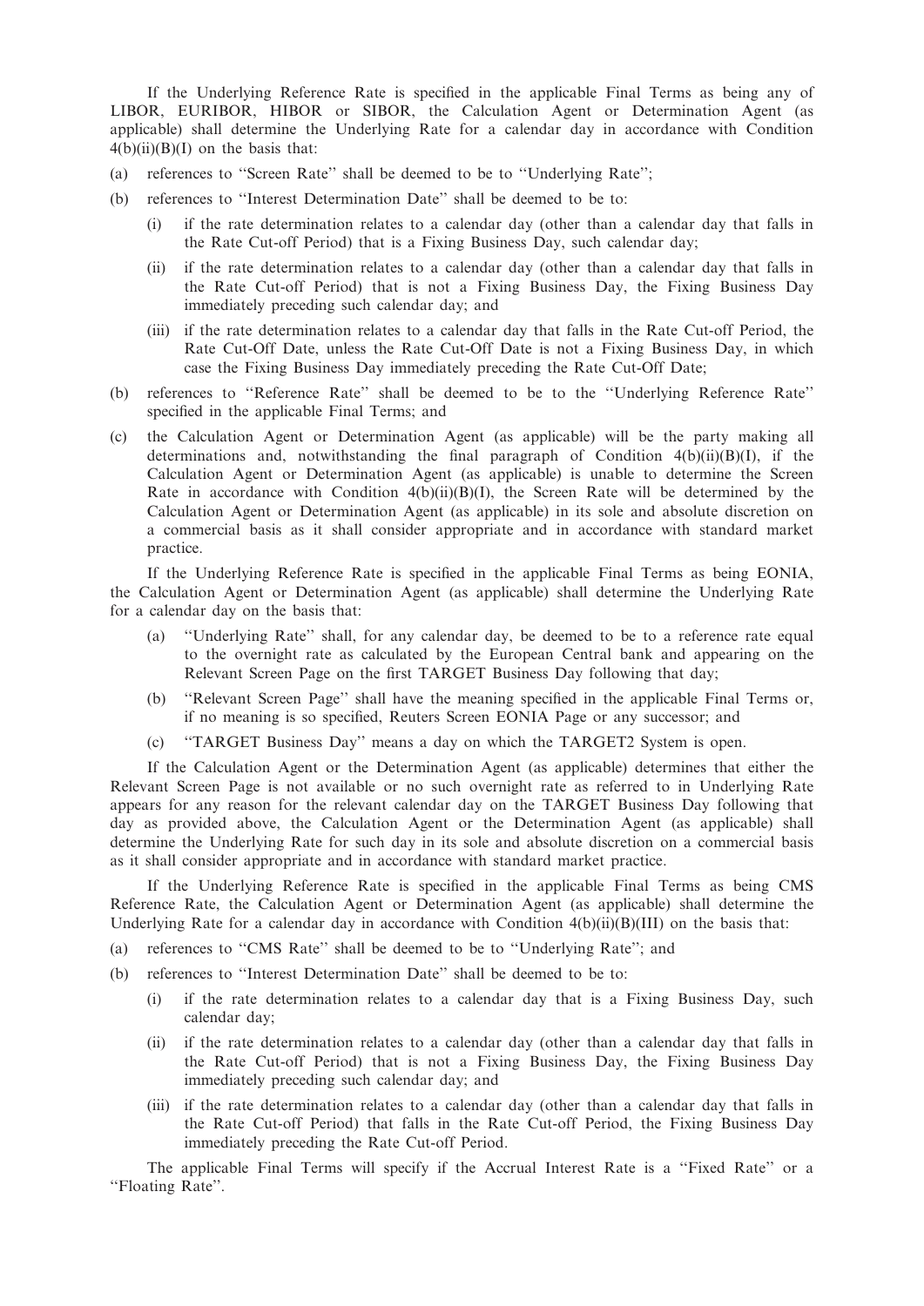If the Underlying Reference Rate is specified in the applicable Final Terms as being any of LIBOR, EURIBOR, HIBOR or SIBOR, the Calculation Agent or Determination Agent (as applicable) shall determine the Underlying Rate for a calendar day in accordance with Condition 4(b)(ii)(B)(I) on the basis that:

(a) references to ''Screen Rate'' shall be deemed to be to ''Underlying Rate'';

(b) references to ''Interest Determination Date'' shall be deemed to be to:

  (i) if the rate determination relates to a calendar day (other than a calendar day that falls in the Rate Cut-off Period) that is a Fixing Business Day, such calendar day;

  (ii) if the rate determination relates to a calendar day (other than a calendar day that falls in the Rate Cut-off Period) that is not a Fixing Business Day, the Fixing Business Day immediately preceding such calendar day; and

  (iii) if the rate determination relates to a calendar day that falls in the Rate Cut-off Period, the Rate Cut-Off Date, unless the Rate Cut-Off Date is not a Fixing Business Day, in which case the Fixing Business Day immediately preceding the Rate Cut-Off Date;

(b) references to ''Reference Rate'' shall be deemed to be to the ''Underlying Reference Rate'' specified in the applicable Final Terms; and

(c) the Calculation Agent or Determination Agent (as applicable) will be the party making all determinations and, notwithstanding the final paragraph of Condition 4(b)(ii)(B)(I), if the Calculation Agent or Determination Agent (as applicable) is unable to determine the Screen Rate in accordance with Condition 4(b)(ii)(B)(I), the Screen Rate will be determined by the Calculation Agent or Determination Agent (as applicable) in its sole and absolute discretion on a commercial basis as it shall consider appropriate and in accordance with standard market practice.

If the Underlying Reference Rate is specified in the applicable Final Terms as being EONIA, the Calculation Agent or Determination Agent (as applicable) shall determine the Underlying Rate for a calendar day on the basis that:

  (a) ''Underlying Rate'' shall, for any calendar day, be deemed to be to a reference rate equal to the overnight rate as calculated by the European Central bank and appearing on the Relevant Screen Page on the first TARGET Business Day following that day;

  (b) ''Relevant Screen Page'' shall have the meaning specified in the applicable Final Terms or, if no meaning is so specified, Reuters Screen EONIA Page or any successor; and

  (c) ''TARGET Business Day'' means a day on which the TARGET2 System is open.

If the Calculation Agent or the Determination Agent (as applicable) determines that either the Relevant Screen Page is not available or no such overnight rate as referred to in Underlying Rate appears for any reason for the relevant calendar day on the TARGET Business Day following that day as provided above, the Calculation Agent or the Determination Agent (as applicable) shall determine the Underlying Rate for such day in its sole and absolute discretion on a commercial basis as it shall consider appropriate and in accordance with standard market practice.

If the Underlying Reference Rate is specified in the applicable Final Terms as being CMS Reference Rate, the Calculation Agent or Determination Agent (as applicable) shall determine the Underlying Rate for a calendar day in accordance with Condition 4(b)(ii)(B)(III) on the basis that:

(a) references to ''CMS Rate'' shall be deemed to be to ''Underlying Rate''; and

(b) references to ''Interest Determination Date'' shall be deemed to be to:

  (i) if the rate determination relates to a calendar day that is a Fixing Business Day, such calendar day;

  (ii) if the rate determination relates to a calendar day (other than a calendar day that falls in the Rate Cut-off Period) that is not a Fixing Business Day, the Fixing Business Day immediately preceding such calendar day; and

  (iii) if the rate determination relates to a calendar day (other than a calendar day that falls in the Rate Cut-off Period) that falls in the Rate Cut-off Period, the Fixing Business Day immediately preceding the Rate Cut-off Period.

The applicable Final Terms will specify if the Accrual Interest Rate is a ''Fixed Rate'' or a ''Floating Rate''.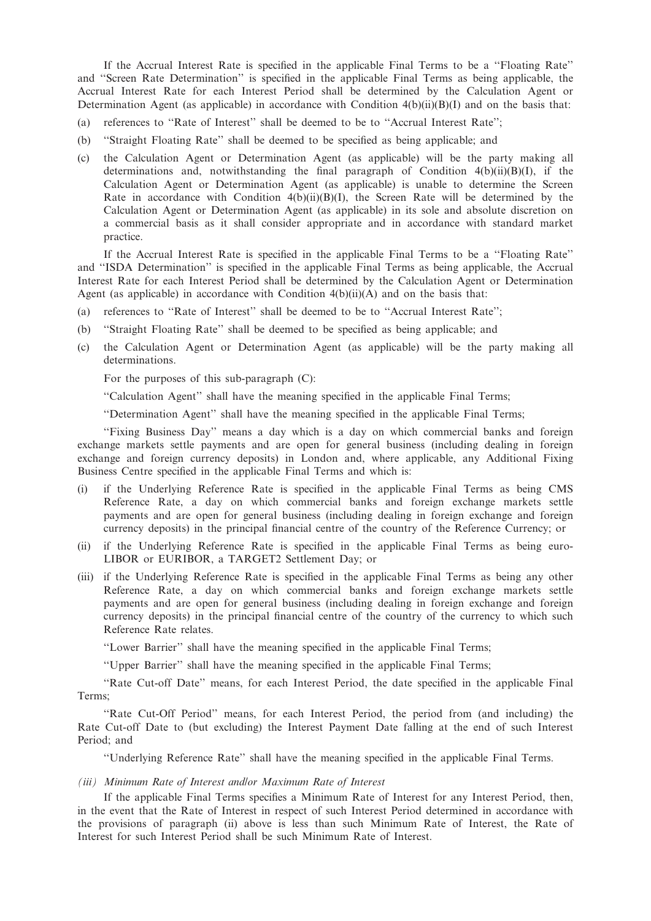If the Accrual Interest Rate is specified in the applicable Final Terms to be a ''Floating Rate'' and ''Screen Rate Determination'' is specified in the applicable Final Terms as being applicable, the Accrual Interest Rate for each Interest Period shall be determined by the Calculation Agent or Determination Agent (as applicable) in accordance with Condition 4(b)(ii)(B)(I) and on the basis that:

(a) references to ''Rate of Interest'' shall be deemed to be to ''Accrual Interest Rate'';

(b) ''Straight Floating Rate'' shall be deemed to be specified as being applicable; and

(c) the Calculation Agent or Determination Agent (as applicable) will be the party making all determinations and, notwithstanding the final paragraph of Condition 4(b)(ii)(B)(I), if the Calculation Agent or Determination Agent (as applicable) is unable to determine the Screen Rate in accordance with Condition 4(b)(ii)(B)(I), the Screen Rate will be determined by the Calculation Agent or Determination Agent (as applicable) in its sole and absolute discretion on a commercial basis as it shall consider appropriate and in accordance with standard market practice.

If the Accrual Interest Rate is specified in the applicable Final Terms to be a ''Floating Rate'' and ''ISDA Determination'' is specified in the applicable Final Terms as being applicable, the Accrual Interest Rate for each Interest Period shall be determined by the Calculation Agent or Determination Agent (as applicable) in accordance with Condition 4(b)(ii)(A) and on the basis that:

(a) references to ''Rate of Interest'' shall be deemed to be to ''Accrual Interest Rate'';

(b) ''Straight Floating Rate'' shall be deemed to be specified as being applicable; and

(c) the Calculation Agent or Determination Agent (as applicable) will be the party making all determinations.

For the purposes of this sub-paragraph (C):

''Calculation Agent'' shall have the meaning specified in the applicable Final Terms;

''Determination Agent'' shall have the meaning specified in the applicable Final Terms;

''Fixing Business Day'' means a day which is a day on which commercial banks and foreign exchange markets settle payments and are open for general business (including dealing in foreign exchange and foreign currency deposits) in London and, where applicable, any Additional Fixing Business Centre specified in the applicable Final Terms and which is:

(i) if the Underlying Reference Rate is specified in the applicable Final Terms as being CMS Reference Rate, a day on which commercial banks and foreign exchange markets settle payments and are open for general business (including dealing in foreign exchange and foreign currency deposits) in the principal financial centre of the country of the Reference Currency; or

(ii) if the Underlying Reference Rate is specified in the applicable Final Terms as being euro-LIBOR or EURIBOR, a TARGET2 Settlement Day; or

(iii) if the Underlying Reference Rate is specified in the applicable Final Terms as being any other Reference Rate, a day on which commercial banks and foreign exchange markets settle payments and are open for general business (including dealing in foreign exchange and foreign currency deposits) in the principal financial centre of the country of the currency to which such Reference Rate relates.

''Lower Barrier'' shall have the meaning specified in the applicable Final Terms;

''Upper Barrier'' shall have the meaning specified in the applicable Final Terms;

''Rate Cut-off Date'' means, for each Interest Period, the date specified in the applicable Final Terms;

''Rate Cut-Off Period'' means, for each Interest Period, the period from (and including) the Rate Cut-off Date to (but excluding) the Interest Payment Date falling at the end of such Interest Period; and

''Underlying Reference Rate'' shall have the meaning specified in the applicable Final Terms.

*(iii) Minimum Rate of Interest and/or Maximum Rate of Interest*

If the applicable Final Terms specifies a Minimum Rate of Interest for any Interest Period, then, in the event that the Rate of Interest in respect of such Interest Period determined in accordance with the provisions of paragraph (ii) above is less than such Minimum Rate of Interest, the Rate of Interest for such Interest Period shall be such Minimum Rate of Interest.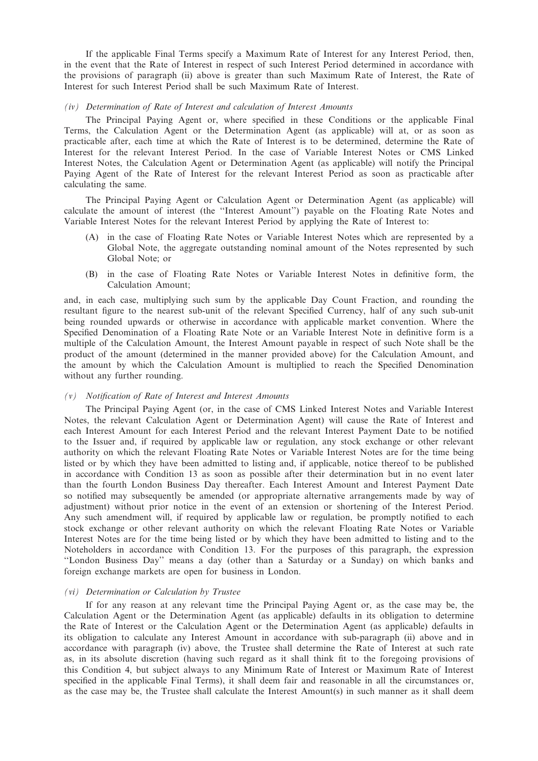If the applicable Final Terms specify a Maximum Rate of Interest for any Interest Period, then, in the event that the Rate of Interest in respect of such Interest Period determined in accordance with the provisions of paragraph (ii) above is greater than such Maximum Rate of Interest, the Rate of Interest for such Interest Period shall be such Maximum Rate of Interest.

*(iv) Determination of Rate of Interest and calculation of Interest Amounts*

The Principal Paying Agent or, where specified in these Conditions or the applicable Final Terms, the Calculation Agent or the Determination Agent (as applicable) will at, or as soon as practicable after, each time at which the Rate of Interest is to be determined, determine the Rate of Interest for the relevant Interest Period. In the case of Variable Interest Notes or CMS Linked Interest Notes, the Calculation Agent or Determination Agent (as applicable) will notify the Principal Paying Agent of the Rate of Interest for the relevant Interest Period as soon as practicable after calculating the same.

The Principal Paying Agent or Calculation Agent or Determination Agent (as applicable) will calculate the amount of interest (the ''Interest Amount'') payable on the Floating Rate Notes and Variable Interest Notes for the relevant Interest Period by applying the Rate of Interest to:

(A) in the case of Floating Rate Notes or Variable Interest Notes which are represented by a Global Note, the aggregate outstanding nominal amount of the Notes represented by such Global Note; or

(B) in the case of Floating Rate Notes or Variable Interest Notes in definitive form, the Calculation Amount;

and, in each case, multiplying such sum by the applicable Day Count Fraction, and rounding the resultant figure to the nearest sub-unit of the relevant Specified Currency, half of any such sub-unit being rounded upwards or otherwise in accordance with applicable market convention. Where the Specified Denomination of a Floating Rate Note or an Variable Interest Note in definitive form is a multiple of the Calculation Amount, the Interest Amount payable in respect of such Note shall be the product of the amount (determined in the manner provided above) for the Calculation Amount, and the amount by which the Calculation Amount is multiplied to reach the Specified Denomination without any further rounding.

*(v) Notification of Rate of Interest and Interest Amounts*

The Principal Paying Agent (or, in the case of CMS Linked Interest Notes and Variable Interest Notes, the relevant Calculation Agent or Determination Agent) will cause the Rate of Interest and each Interest Amount for each Interest Period and the relevant Interest Payment Date to be notified to the Issuer and, if required by applicable law or regulation, any stock exchange or other relevant authority on which the relevant Floating Rate Notes or Variable Interest Notes are for the time being listed or by which they have been admitted to listing and, if applicable, notice thereof to be published in accordance with Condition 13 as soon as possible after their determination but in no event later than the fourth London Business Day thereafter. Each Interest Amount and Interest Payment Date so notified may subsequently be amended (or appropriate alternative arrangements made by way of adjustment) without prior notice in the event of an extension or shortening of the Interest Period. Any such amendment will, if required by applicable law or regulation, be promptly notified to each stock exchange or other relevant authority on which the relevant Floating Rate Notes or Variable Interest Notes are for the time being listed or by which they have been admitted to listing and to the Noteholders in accordance with Condition 13. For the purposes of this paragraph, the expression ''London Business Day'' means a day (other than a Saturday or a Sunday) on which banks and foreign exchange markets are open for business in London.

*(vi) Determination or Calculation by Trustee*

If for any reason at any relevant time the Principal Paying Agent or, as the case may be, the Calculation Agent or the Determination Agent (as applicable) defaults in its obligation to determine the Rate of Interest or the Calculation Agent or the Determination Agent (as applicable) defaults in its obligation to calculate any Interest Amount in accordance with sub-paragraph (ii) above and in accordance with paragraph (iv) above, the Trustee shall determine the Rate of Interest at such rate as, in its absolute discretion (having such regard as it shall think fit to the foregoing provisions of this Condition 4, but subject always to any Minimum Rate of Interest or Maximum Rate of Interest specified in the applicable Final Terms), it shall deem fair and reasonable in all the circumstances or, as the case may be, the Trustee shall calculate the Interest Amount(s) in such manner as it shall deem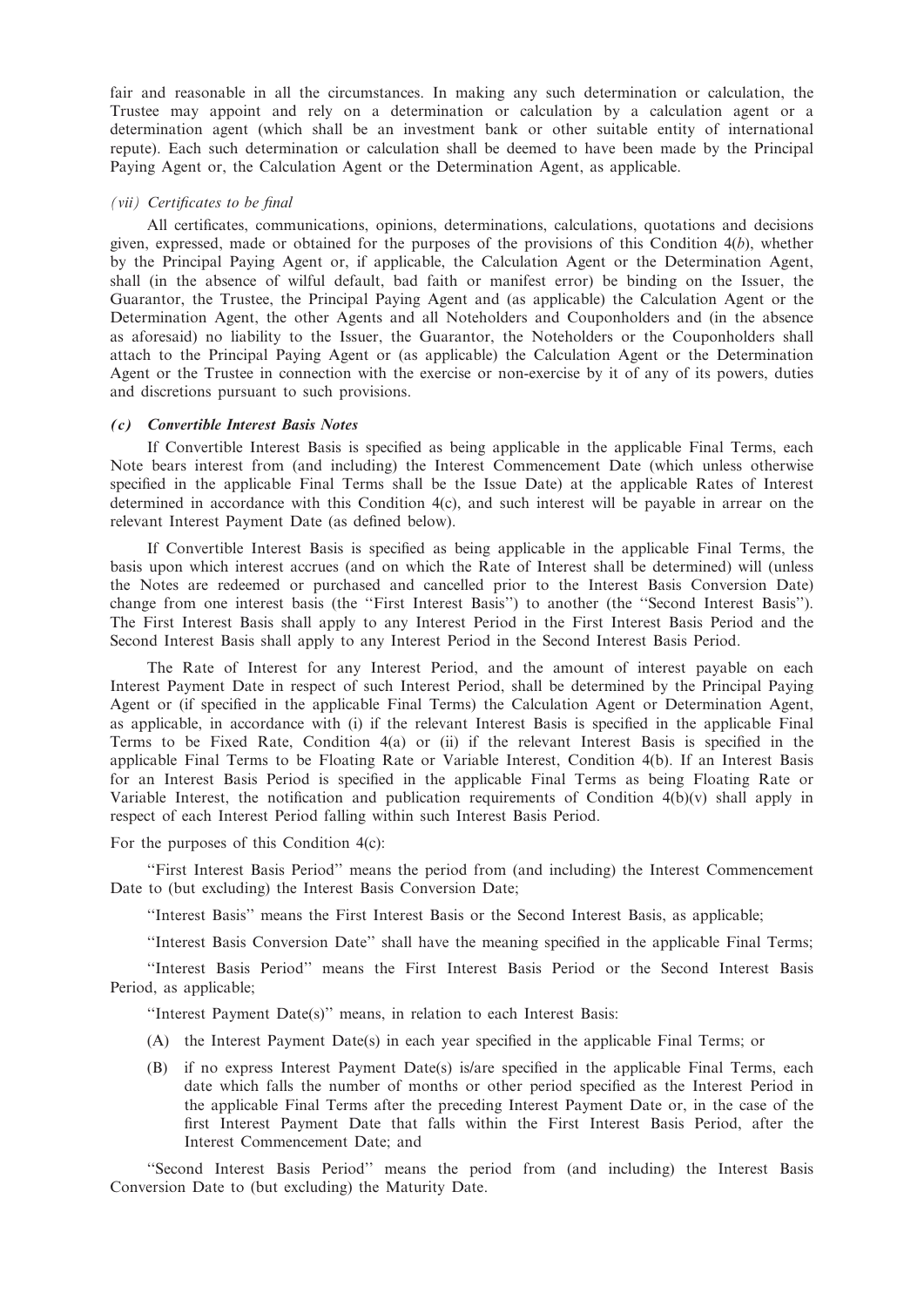fair and reasonable in all the circumstances. In making any such determination or calculation, the Trustee may appoint and rely on a determination or calculation by a calculation agent or a determination agent (which shall be an investment bank or other suitable entity of international repute). Each such determination or calculation shall be deemed to have been made by the Principal Paying Agent or, the Calculation Agent or the Determination Agent, as applicable.

*(vii) Certificates to be final*

All certificates, communications, opinions, determinations, calculations, quotations and decisions given, expressed, made or obtained for the purposes of the provisions of this Condition 4(*b*), whether by the Principal Paying Agent or, if applicable, the Calculation Agent or the Determination Agent, shall (in the absence of wilful default, bad faith or manifest error) be binding on the Issuer, the Guarantor, the Trustee, the Principal Paying Agent and (as applicable) the Calculation Agent or the Determination Agent, the other Agents and all Noteholders and Couponholders and (in the absence as aforesaid) no liability to the Issuer, the Guarantor, the Noteholders or the Couponholders shall attach to the Principal Paying Agent or (as applicable) the Calculation Agent or the Determination Agent or the Trustee in connection with the exercise or non-exercise by it of any of its powers, duties and discretions pursuant to such provisions.

***(c) Convertible Interest Basis Notes***

If Convertible Interest Basis is specified as being applicable in the applicable Final Terms, each Note bears interest from (and including) the Interest Commencement Date (which unless otherwise specified in the applicable Final Terms shall be the Issue Date) at the applicable Rates of Interest determined in accordance with this Condition 4(c), and such interest will be payable in arrear on the relevant Interest Payment Date (as defined below).

If Convertible Interest Basis is specified as being applicable in the applicable Final Terms, the basis upon which interest accrues (and on which the Rate of Interest shall be determined) will (unless the Notes are redeemed or purchased and cancelled prior to the Interest Basis Conversion Date) change from one interest basis (the ''First Interest Basis'') to another (the ''Second Interest Basis''). The First Interest Basis shall apply to any Interest Period in the First Interest Basis Period and the Second Interest Basis shall apply to any Interest Period in the Second Interest Basis Period.

The Rate of Interest for any Interest Period, and the amount of interest payable on each Interest Payment Date in respect of such Interest Period, shall be determined by the Principal Paying Agent or (if specified in the applicable Final Terms) the Calculation Agent or Determination Agent, as applicable, in accordance with (i) if the relevant Interest Basis is specified in the applicable Final Terms to be Fixed Rate, Condition 4(a) or (ii) if the relevant Interest Basis is specified in the applicable Final Terms to be Floating Rate or Variable Interest, Condition 4(b). If an Interest Basis for an Interest Basis Period is specified in the applicable Final Terms as being Floating Rate or Variable Interest, the notification and publication requirements of Condition 4(b)(v) shall apply in respect of each Interest Period falling within such Interest Basis Period.

For the purposes of this Condition 4(c):

''First Interest Basis Period'' means the period from (and including) the Interest Commencement Date to (but excluding) the Interest Basis Conversion Date;

''Interest Basis'' means the First Interest Basis or the Second Interest Basis, as applicable;

''Interest Basis Conversion Date'' shall have the meaning specified in the applicable Final Terms;

''Interest Basis Period'' means the First Interest Basis Period or the Second Interest Basis Period, as applicable;

''Interest Payment Date(s)'' means, in relation to each Interest Basis:

(A) the Interest Payment Date(s) in each year specified in the applicable Final Terms; or

(B) if no express Interest Payment Date(s) is/are specified in the applicable Final Terms, each date which falls the number of months or other period specified as the Interest Period in the applicable Final Terms after the preceding Interest Payment Date or, in the case of the first Interest Payment Date that falls within the First Interest Basis Period, after the Interest Commencement Date; and

''Second Interest Basis Period'' means the period from (and including) the Interest Basis Conversion Date to (but excluding) the Maturity Date.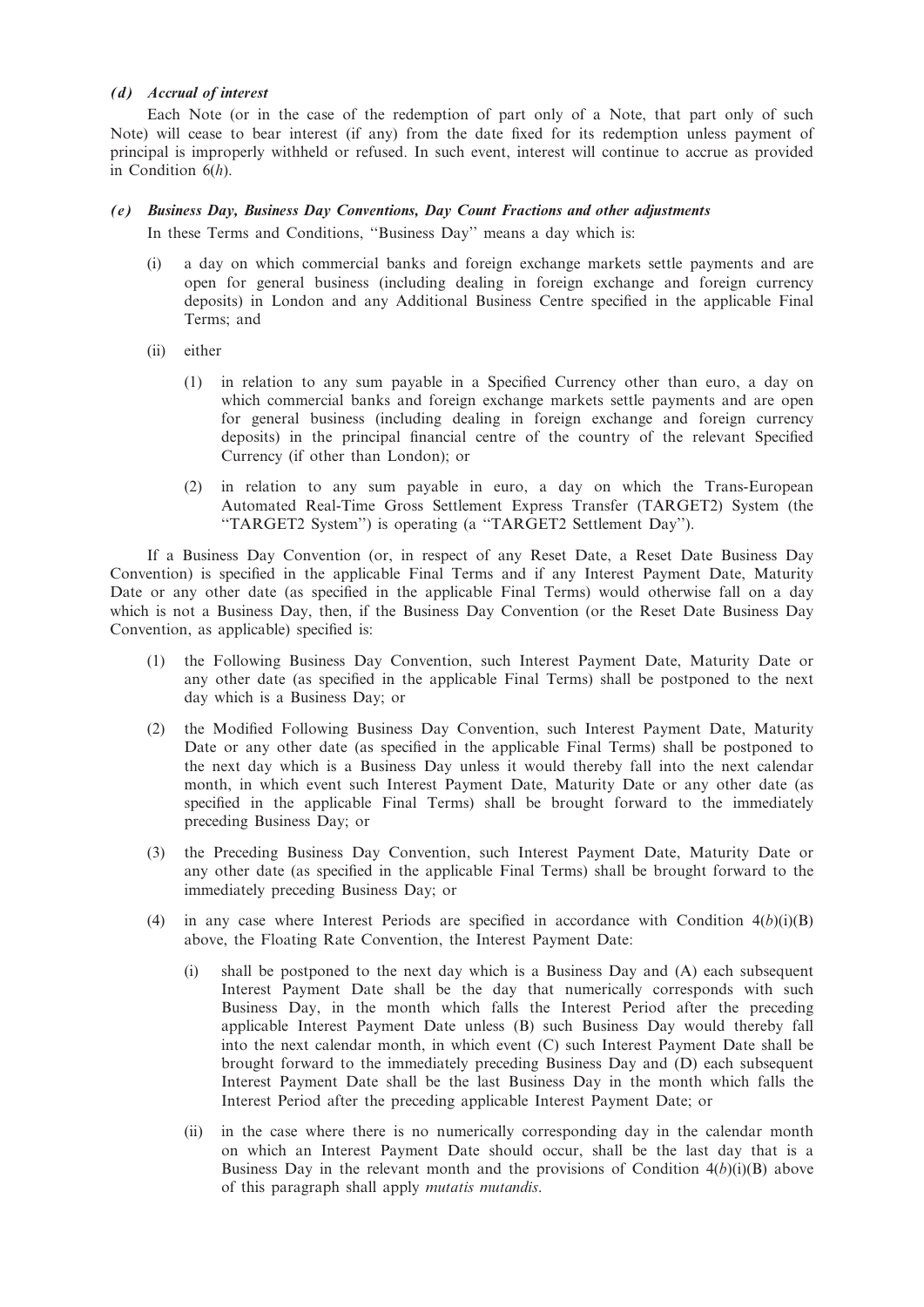### *(d) Accrual of interest*

Each Note (or in the case of the redemption of part only of a Note, that part only of such Note) will cease to bear interest (if any) from the date fixed for its redemption unless payment of principal is improperly withheld or refused. In such event, interest will continue to accrue as provided in Condition 6(*h*).

### *(e) Business Day, Business Day Conventions, Day Count Fractions and other adjustments*

In these Terms and Conditions, ''Business Day'' means a day which is:

(i) a day on which commercial banks and foreign exchange markets settle payments and are open for general business (including dealing in foreign exchange and foreign currency deposits) in London and any Additional Business Centre specified in the applicable Final Terms; and

(ii) either

(1) in relation to any sum payable in a Specified Currency other than euro, a day on which commercial banks and foreign exchange markets settle payments and are open for general business (including dealing in foreign exchange and foreign currency deposits) in the principal financial centre of the country of the relevant Specified Currency (if other than London); or

(2) in relation to any sum payable in euro, a day on which the Trans-European Automated Real-Time Gross Settlement Express Transfer (TARGET2) System (the ''TARGET2 System'') is operating (a ''TARGET2 Settlement Day'').

If a Business Day Convention (or, in respect of any Reset Date, a Reset Date Business Day Convention) is specified in the applicable Final Terms and if any Interest Payment Date, Maturity Date or any other date (as specified in the applicable Final Terms) would otherwise fall on a day which is not a Business Day, then, if the Business Day Convention (or the Reset Date Business Day Convention, as applicable) specified is:

(1) the Following Business Day Convention, such Interest Payment Date, Maturity Date or any other date (as specified in the applicable Final Terms) shall be postponed to the next day which is a Business Day; or

(2) the Modified Following Business Day Convention, such Interest Payment Date, Maturity Date or any other date (as specified in the applicable Final Terms) shall be postponed to the next day which is a Business Day unless it would thereby fall into the next calendar month, in which event such Interest Payment Date, Maturity Date or any other date (as specified in the applicable Final Terms) shall be brought forward to the immediately preceding Business Day; or

(3) the Preceding Business Day Convention, such Interest Payment Date, Maturity Date or any other date (as specified in the applicable Final Terms) shall be brought forward to the immediately preceding Business Day; or

(4) in any case where Interest Periods are specified in accordance with Condition 4(*b*)(i)(B) above, the Floating Rate Convention, the Interest Payment Date:

(i) shall be postponed to the next day which is a Business Day and (A) each subsequent Interest Payment Date shall be the day that numerically corresponds with such Business Day, in the month which falls the Interest Period after the preceding applicable Interest Payment Date unless (B) such Business Day would thereby fall into the next calendar month, in which event (C) such Interest Payment Date shall be brought forward to the immediately preceding Business Day and (D) each subsequent Interest Payment Date shall be the last Business Day in the month which falls the Interest Period after the preceding applicable Interest Payment Date; or

(ii) in the case where there is no numerically corresponding day in the calendar month on which an Interest Payment Date should occur, shall be the last day that is a Business Day in the relevant month and the provisions of Condition 4(*b*)(i)(B) above of this paragraph shall apply *mutatis mutandis*.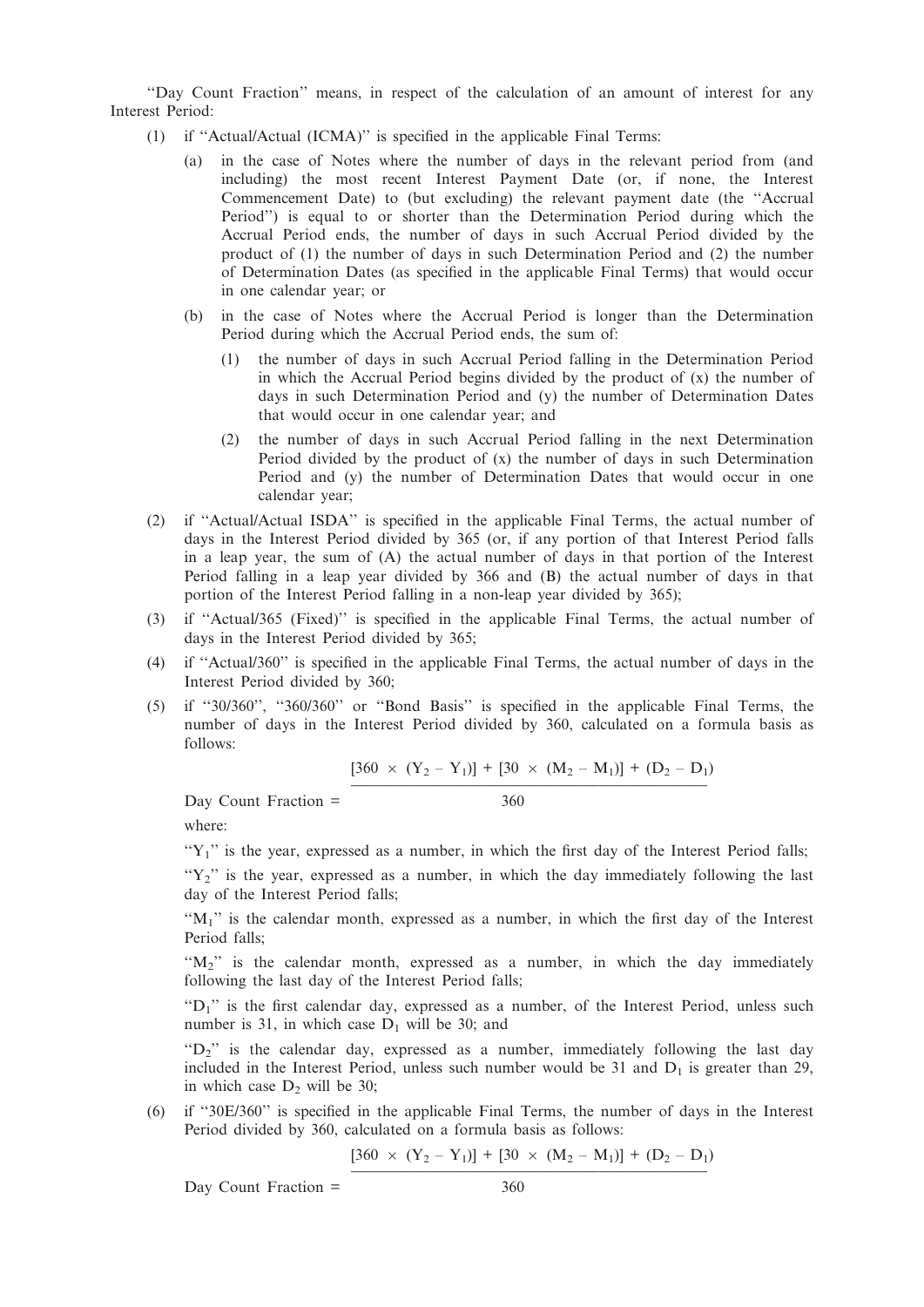"Day Count Fraction" means, in respect of the calculation of an amount of interest for any Interest Period:

(1) if "Actual/Actual (ICMA)" is specified in the applicable Final Terms:

   (a) in the case of Notes where the number of days in the relevant period from (and including) the most recent Interest Payment Date (or, if none, the Interest Commencement Date) to (but excluding) the relevant payment date (the "Accrual Period") is equal to or shorter than the Determination Period during which the Accrual Period ends, the number of days in such Accrual Period divided by the product of (1) the number of days in such Determination Period and (2) the number of Determination Dates (as specified in the applicable Final Terms) that would occur in one calendar year; or

   (b) in the case of Notes where the Accrual Period is longer than the Determination Period during which the Accrual Period ends, the sum of:

      (1) the number of days in such Accrual Period falling in the Determination Period in which the Accrual Period begins divided by the product of (x) the number of days in such Determination Period and (y) the number of Determination Dates that would occur in one calendar year; and

      (2) the number of days in such Accrual Period falling in the next Determination Period divided by the product of (x) the number of days in such Determination Period and (y) the number of Determination Dates that would occur in one calendar year;

(2) if "Actual/Actual ISDA" is specified in the applicable Final Terms, the actual number of days in the Interest Period divided by 365 (or, if any portion of that Interest Period falls in a leap year, the sum of (A) the actual number of days in that portion of the Interest Period falling in a leap year divided by 366 and (B) the actual number of days in that portion of the Interest Period falling in a non-leap year divided by 365);

(3) if "Actual/365 (Fixed)" is specified in the applicable Final Terms, the actual number of days in the Interest Period divided by 365;

(4) if "Actual/360" is specified in the applicable Final Terms, the actual number of days in the Interest Period divided by 360;

(5) if "30/360", "360/360" or "Bond Basis" is specified in the applicable Final Terms, the number of days in the Interest Period divided by 360, calculated on a formula basis as follows:

$$\text{Day Count Fraction} = \frac{[360 \times (Y_2 - Y_1)] + [30 \times (M_2 - M_1)] + (D_2 - D_1)}{360}$$

where:

"$Y_1$" is the year, expressed as a number, in which the first day of the Interest Period falls;

"$Y_2$" is the year, expressed as a number, in which the day immediately following the last day of the Interest Period falls;

"$M_1$" is the calendar month, expressed as a number, in which the first day of the Interest Period falls;

"$M_2$" is the calendar month, expressed as a number, in which the day immediately following the last day of the Interest Period falls;

"$D_1$" is the first calendar day, expressed as a number, of the Interest Period, unless such number is 31, in which case $D_1$ will be 30; and

"$D_2$" is the calendar day, expressed as a number, immediately following the last day included in the Interest Period, unless such number would be 31 and $D_1$ is greater than 29, in which case $D_2$ will be 30;

(6) if "30E/360" is specified in the applicable Final Terms, the number of days in the Interest Period divided by 360, calculated on a formula basis as follows:

$$\text{Day Count Fraction} = \frac{[360 \times (Y_2 - Y_1)] + [30 \times (M_2 - M_1)] + (D_2 - D_1)}{360}$$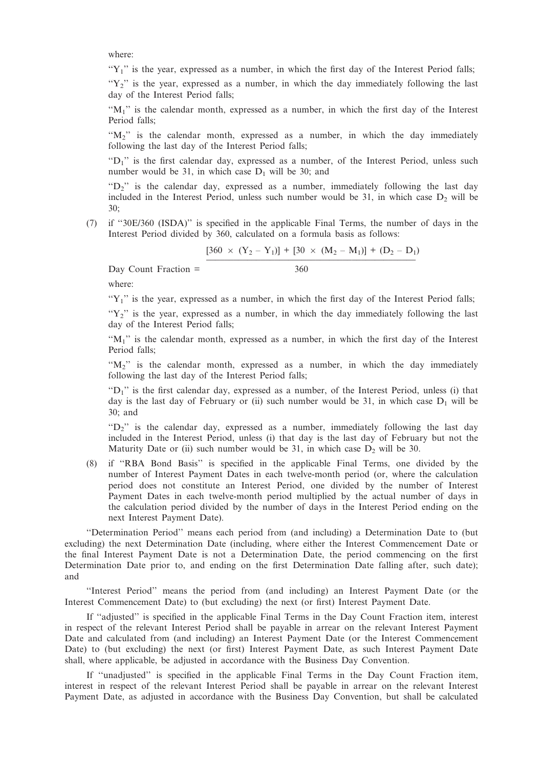where:

"$Y_1$" is the year, expressed as a number, in which the first day of the Interest Period falls;

"$Y_2$" is the year, expressed as a number, in which the day immediately following the last day of the Interest Period falls;

"$M_1$" is the calendar month, expressed as a number, in which the first day of the Interest Period falls;

"$M_2$" is the calendar month, expressed as a number, in which the day immediately following the last day of the Interest Period falls;

"$D_1$" is the first calendar day, expressed as a number, of the Interest Period, unless such number would be 31, in which case $D_1$ will be 30; and

"$D_2$" is the calendar day, expressed as a number, immediately following the last day included in the Interest Period, unless such number would be 31, in which case $D_2$ will be 30;

(7) if "30E/360 (ISDA)" is specified in the applicable Final Terms, the number of days in the Interest Period divided by 360, calculated on a formula basis as follows:

$$\text{Day Count Fraction} = \frac{[360 \times (Y_2 - Y_1)] + [30 \times (M_2 - M_1)] + (D_2 - D_1)}{360}$$

where:

"$Y_1$" is the year, expressed as a number, in which the first day of the Interest Period falls;

"$Y_2$" is the year, expressed as a number, in which the day immediately following the last day of the Interest Period falls;

"$M_1$" is the calendar month, expressed as a number, in which the first day of the Interest Period falls;

"$M_2$" is the calendar month, expressed as a number, in which the day immediately following the last day of the Interest Period falls;

"$D_1$" is the first calendar day, expressed as a number, of the Interest Period, unless (i) that day is the last day of February or (ii) such number would be 31, in which case $D_1$ will be 30; and

"$D_2$" is the calendar day, expressed as a number, immediately following the last day included in the Interest Period, unless (i) that day is the last day of February but not the Maturity Date or (ii) such number would be 31, in which case $D_2$ will be 30.

(8) if "RBA Bond Basis" is specified in the applicable Final Terms, one divided by the number of Interest Payment Dates in each twelve-month period (or, where the calculation period does not constitute an Interest Period, one divided by the number of Interest Payment Dates in each twelve-month period multiplied by the actual number of days in the calculation period divided by the number of days in the Interest Period ending on the next Interest Payment Date).

"Determination Period" means each period from (and including) a Determination Date to (but excluding) the next Determination Date (including, where either the Interest Commencement Date or the final Interest Payment Date is not a Determination Date, the period commencing on the first Determination Date prior to, and ending on the first Determination Date falling after, such date); and

"Interest Period" means the period from (and including) an Interest Payment Date (or the Interest Commencement Date) to (but excluding) the next (or first) Interest Payment Date.

If "adjusted" is specified in the applicable Final Terms in the Day Count Fraction item, interest in respect of the relevant Interest Period shall be payable in arrear on the relevant Interest Payment Date and calculated from (and including) an Interest Payment Date (or the Interest Commencement Date) to (but excluding) the next (or first) Interest Payment Date, as such Interest Payment Date shall, where applicable, be adjusted in accordance with the Business Day Convention.

If "unadjusted" is specified in the applicable Final Terms in the Day Count Fraction item, interest in respect of the relevant Interest Period shall be payable in arrear on the relevant Interest Payment Date, as adjusted in accordance with the Business Day Convention, but shall be calculated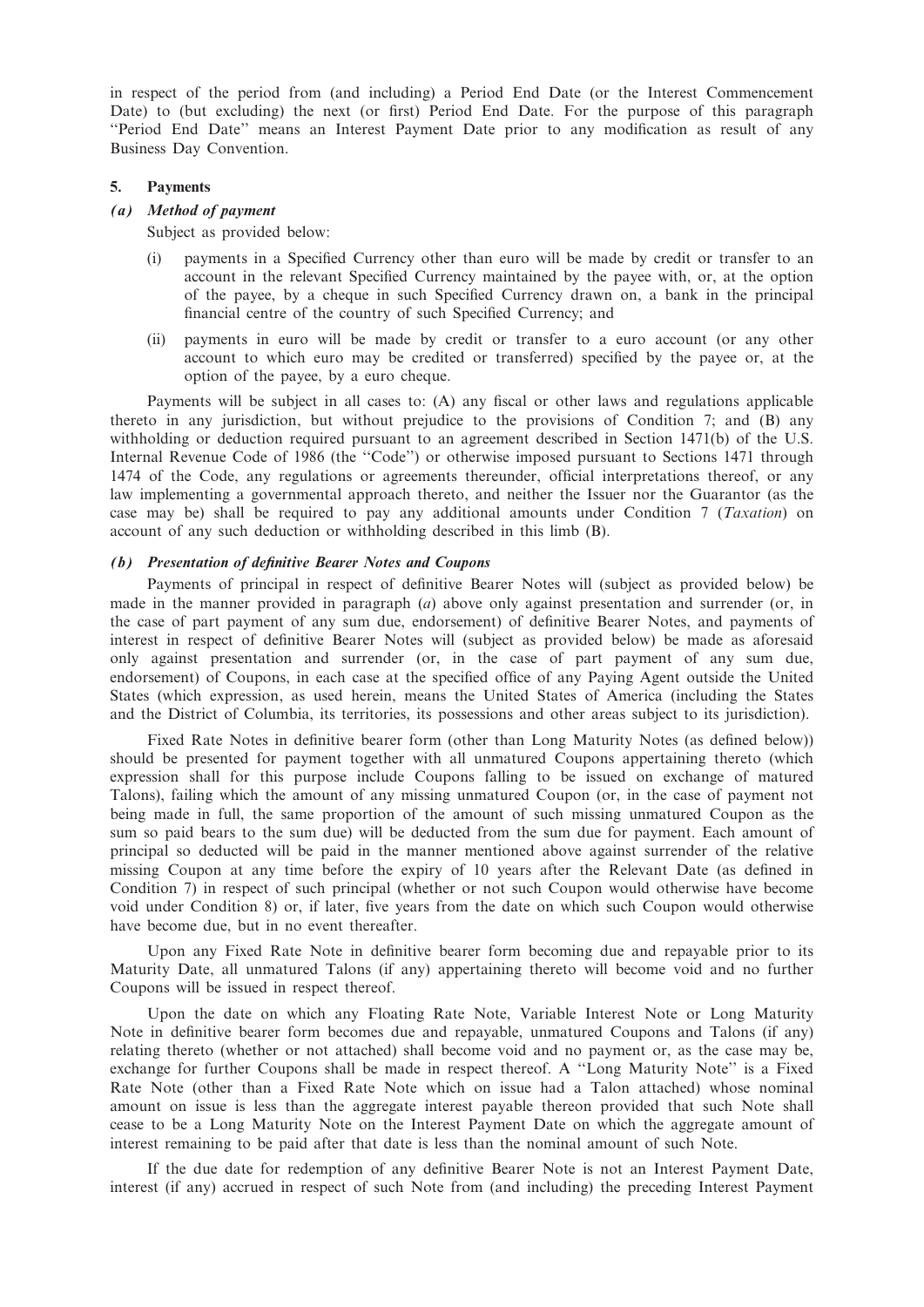in respect of the period from (and including) a Period End Date (or the Interest Commencement Date) to (but excluding) the next (or first) Period End Date. For the purpose of this paragraph "Period End Date" means an Interest Payment Date prior to any modification as result of any Business Day Convention.

## 5. Payments

### *(a) Method of payment*

Subject as provided below:

(i) payments in a Specified Currency other than euro will be made by credit or transfer to an account in the relevant Specified Currency maintained by the payee with, or, at the option of the payee, by a cheque in such Specified Currency drawn on, a bank in the principal financial centre of the country of such Specified Currency; and

(ii) payments in euro will be made by credit or transfer to a euro account (or any other account to which euro may be credited or transferred) specified by the payee or, at the option of the payee, by a euro cheque.

Payments will be subject in all cases to: (A) any fiscal or other laws and regulations applicable thereto in any jurisdiction, but without prejudice to the provisions of Condition 7; and (B) any withholding or deduction required pursuant to an agreement described in Section 1471(b) of the U.S. Internal Revenue Code of 1986 (the "Code") or otherwise imposed pursuant to Sections 1471 through 1474 of the Code, any regulations or agreements thereunder, official interpretations thereof, or any law implementing a governmental approach thereto, and neither the Issuer nor the Guarantor (as the case may be) shall be required to pay any additional amounts under Condition 7 (*Taxation*) on account of any such deduction or withholding described in this limb (B).

### *(b) Presentation of definitive Bearer Notes and Coupons*

Payments of principal in respect of definitive Bearer Notes will (subject as provided below) be made in the manner provided in paragraph (*a*) above only against presentation and surrender (or, in the case of part payment of any sum due, endorsement) of definitive Bearer Notes, and payments of interest in respect of definitive Bearer Notes will (subject as provided below) be made as aforesaid only against presentation and surrender (or, in the case of part payment of any sum due, endorsement) of Coupons, in each case at the specified office of any Paying Agent outside the United States (which expression, as used herein, means the United States of America (including the States and the District of Columbia, its territories, its possessions and other areas subject to its jurisdiction).

Fixed Rate Notes in definitive bearer form (other than Long Maturity Notes (as defined below)) should be presented for payment together with all unmatured Coupons appertaining thereto (which expression shall for this purpose include Coupons falling to be issued on exchange of matured Talons), failing which the amount of any missing unmatured Coupon (or, in the case of payment not being made in full, the same proportion of the amount of such missing unmatured Coupon as the sum so paid bears to the sum due) will be deducted from the sum due for payment. Each amount of principal so deducted will be paid in the manner mentioned above against surrender of the relative missing Coupon at any time before the expiry of 10 years after the Relevant Date (as defined in Condition 7) in respect of such principal (whether or not such Coupon would otherwise have become void under Condition 8) or, if later, five years from the date on which such Coupon would otherwise have become due, but in no event thereafter.

Upon any Fixed Rate Note in definitive bearer form becoming due and repayable prior to its Maturity Date, all unmatured Talons (if any) appertaining thereto will become void and no further Coupons will be issued in respect thereof.

Upon the date on which any Floating Rate Note, Variable Interest Note or Long Maturity Note in definitive bearer form becomes due and repayable, unmatured Coupons and Talons (if any) relating thereto (whether or not attached) shall become void and no payment or, as the case may be, exchange for further Coupons shall be made in respect thereof. A "Long Maturity Note" is a Fixed Rate Note (other than a Fixed Rate Note which on issue had a Talon attached) whose nominal amount on issue is less than the aggregate interest payable thereon provided that such Note shall cease to be a Long Maturity Note on the Interest Payment Date on which the aggregate amount of interest remaining to be paid after that date is less than the nominal amount of such Note.

If the due date for redemption of any definitive Bearer Note is not an Interest Payment Date, interest (if any) accrued in respect of such Note from (and including) the preceding Interest Payment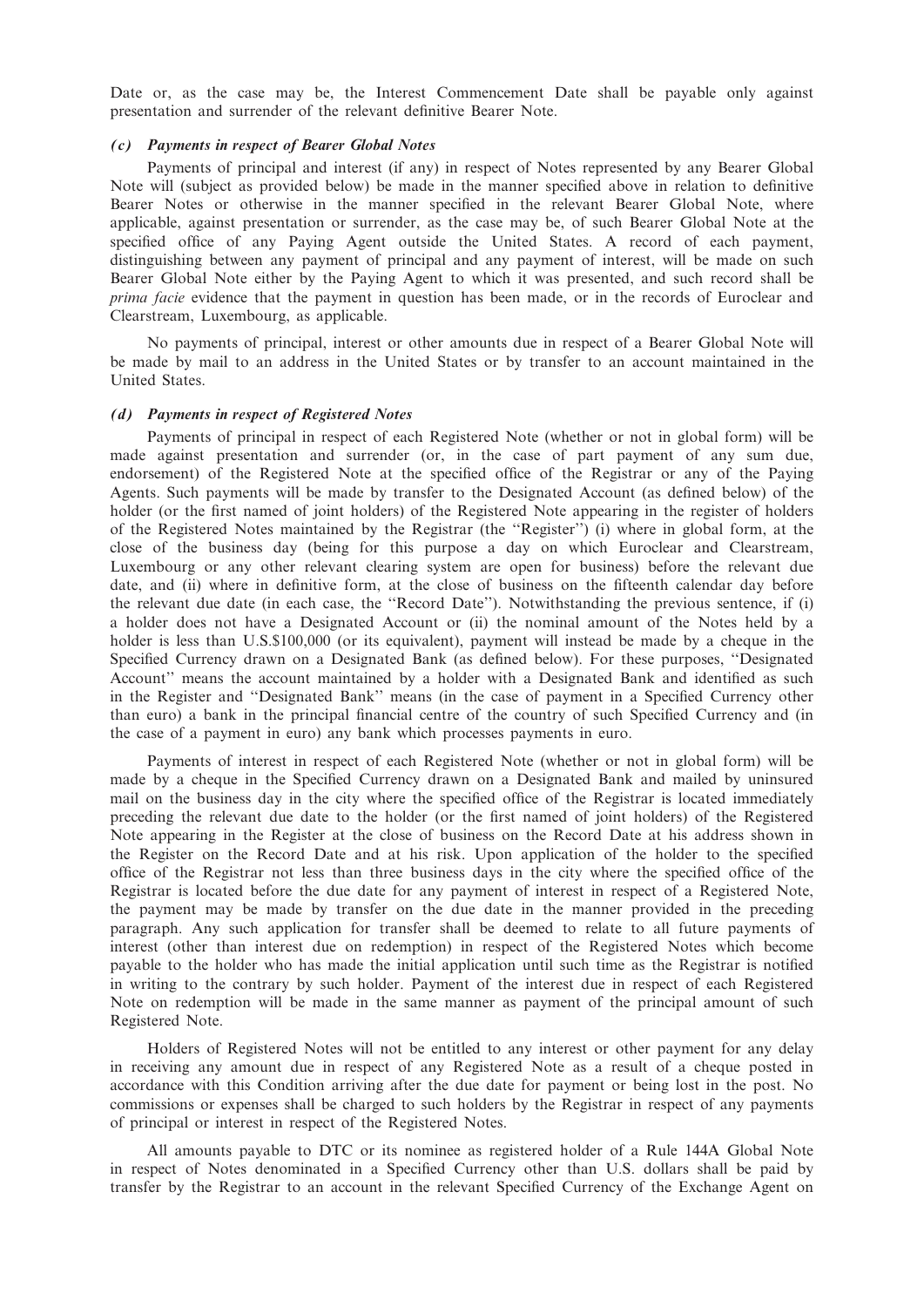Date or, as the case may be, the Interest Commencement Date shall be payable only against presentation and surrender of the relevant definitive Bearer Note.

#### *(c) Payments in respect of Bearer Global Notes*

Payments of principal and interest (if any) in respect of Notes represented by any Bearer Global Note will (subject as provided below) be made in the manner specified above in relation to definitive Bearer Notes or otherwise in the manner specified in the relevant Bearer Global Note, where applicable, against presentation or surrender, as the case may be, of such Bearer Global Note at the specified office of any Paying Agent outside the United States. A record of each payment, distinguishing between any payment of principal and any payment of interest, will be made on such Bearer Global Note either by the Paying Agent to which it was presented, and such record shall be *prima facie* evidence that the payment in question has been made, or in the records of Euroclear and Clearstream, Luxembourg, as applicable.

No payments of principal, interest or other amounts due in respect of a Bearer Global Note will be made by mail to an address in the United States or by transfer to an account maintained in the United States.

#### *(d) Payments in respect of Registered Notes*

Payments of principal in respect of each Registered Note (whether or not in global form) will be made against presentation and surrender (or, in the case of part payment of any sum due, endorsement) of the Registered Note at the specified office of the Registrar or any of the Paying Agents. Such payments will be made by transfer to the Designated Account (as defined below) of the holder (or the first named of joint holders) of the Registered Note appearing in the register of holders of the Registered Notes maintained by the Registrar (the ''Register'') (i) where in global form, at the close of the business day (being for this purpose a day on which Euroclear and Clearstream, Luxembourg or any other relevant clearing system are open for business) before the relevant due date, and (ii) where in definitive form, at the close of business on the fifteenth calendar day before the relevant due date (in each case, the ''Record Date''). Notwithstanding the previous sentence, if (i) a holder does not have a Designated Account or (ii) the nominal amount of the Notes held by a holder is less than U.S.$100,000 (or its equivalent), payment will instead be made by a cheque in the Specified Currency drawn on a Designated Bank (as defined below). For these purposes, ''Designated Account'' means the account maintained by a holder with a Designated Bank and identified as such in the Register and ''Designated Bank'' means (in the case of payment in a Specified Currency other than euro) a bank in the principal financial centre of the country of such Specified Currency and (in the case of a payment in euro) any bank which processes payments in euro.

Payments of interest in respect of each Registered Note (whether or not in global form) will be made by a cheque in the Specified Currency drawn on a Designated Bank and mailed by uninsured mail on the business day in the city where the specified office of the Registrar is located immediately preceding the relevant due date to the holder (or the first named of joint holders) of the Registered Note appearing in the Register at the close of business on the Record Date at his address shown in the Register on the Record Date and at his risk. Upon application of the holder to the specified office of the Registrar not less than three business days in the city where the specified office of the Registrar is located before the due date for any payment of interest in respect of a Registered Note, the payment may be made by transfer on the due date in the manner provided in the preceding paragraph. Any such application for transfer shall be deemed to relate to all future payments of interest (other than interest due on redemption) in respect of the Registered Notes which become payable to the holder who has made the initial application until such time as the Registrar is notified in writing to the contrary by such holder. Payment of the interest due in respect of each Registered Note on redemption will be made in the same manner as payment of the principal amount of such Registered Note.

Holders of Registered Notes will not be entitled to any interest or other payment for any delay in receiving any amount due in respect of any Registered Note as a result of a cheque posted in accordance with this Condition arriving after the due date for payment or being lost in the post. No commissions or expenses shall be charged to such holders by the Registrar in respect of any payments of principal or interest in respect of the Registered Notes.

All amounts payable to DTC or its nominee as registered holder of a Rule 144A Global Note in respect of Notes denominated in a Specified Currency other than U.S. dollars shall be paid by transfer by the Registrar to an account in the relevant Specified Currency of the Exchange Agent on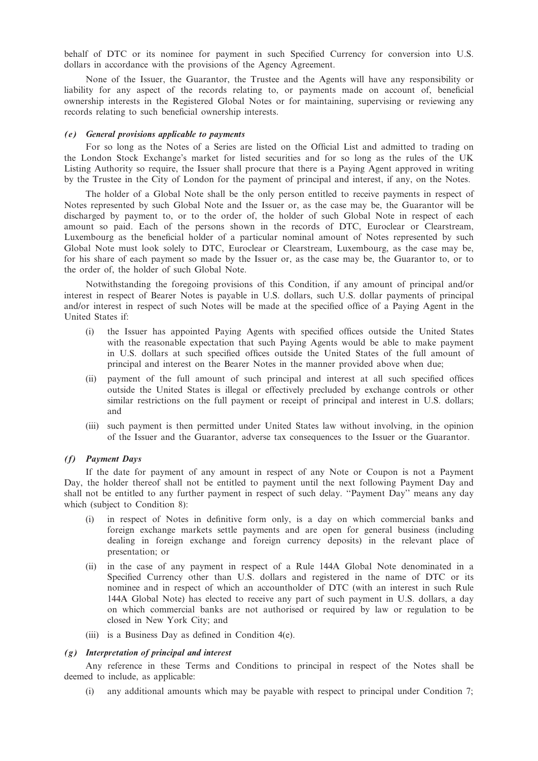behalf of DTC or its nominee for payment in such Specified Currency for conversion into U.S. dollars in accordance with the provisions of the Agency Agreement.

None of the Issuer, the Guarantor, the Trustee and the Agents will have any responsibility or liability for any aspect of the records relating to, or payments made on account of, beneficial ownership interests in the Registered Global Notes or for maintaining, supervising or reviewing any records relating to such beneficial ownership interests.

#### *(e) General provisions applicable to payments*

For so long as the Notes of a Series are listed on the Official List and admitted to trading on the London Stock Exchange's market for listed securities and for so long as the rules of the UK Listing Authority so require, the Issuer shall procure that there is a Paying Agent approved in writing by the Trustee in the City of London for the payment of principal and interest, if any, on the Notes.

The holder of a Global Note shall be the only person entitled to receive payments in respect of Notes represented by such Global Note and the Issuer or, as the case may be, the Guarantor will be discharged by payment to, or to the order of, the holder of such Global Note in respect of each amount so paid. Each of the persons shown in the records of DTC, Euroclear or Clearstream, Luxembourg as the beneficial holder of a particular nominal amount of Notes represented by such Global Note must look solely to DTC, Euroclear or Clearstream, Luxembourg, as the case may be, for his share of each payment so made by the Issuer or, as the case may be, the Guarantor to, or to the order of, the holder of such Global Note.

Notwithstanding the foregoing provisions of this Condition, if any amount of principal and/or interest in respect of Bearer Notes is payable in U.S. dollars, such U.S. dollar payments of principal and/or interest in respect of such Notes will be made at the specified office of a Paying Agent in the United States if:

(i) the Issuer has appointed Paying Agents with specified offices outside the United States with the reasonable expectation that such Paying Agents would be able to make payment in U.S. dollars at such specified offices outside the United States of the full amount of principal and interest on the Bearer Notes in the manner provided above when due;

(ii) payment of the full amount of such principal and interest at all such specified offices outside the United States is illegal or effectively precluded by exchange controls or other similar restrictions on the full payment or receipt of principal and interest in U.S. dollars; and

(iii) such payment is then permitted under United States law without involving, in the opinion of the Issuer and the Guarantor, adverse tax consequences to the Issuer or the Guarantor.

#### *(f) Payment Days*

If the date for payment of any amount in respect of any Note or Coupon is not a Payment Day, the holder thereof shall not be entitled to payment until the next following Payment Day and shall not be entitled to any further payment in respect of such delay. ''Payment Day'' means any day which (subject to Condition 8):

(i) in respect of Notes in definitive form only, is a day on which commercial banks and foreign exchange markets settle payments and are open for general business (including dealing in foreign exchange and foreign currency deposits) in the relevant place of presentation; or

(ii) in the case of any payment in respect of a Rule 144A Global Note denominated in a Specified Currency other than U.S. dollars and registered in the name of DTC or its nominee and in respect of which an accountholder of DTC (with an interest in such Rule 144A Global Note) has elected to receive any part of such payment in U.S. dollars, a day on which commercial banks are not authorised or required by law or regulation to be closed in New York City; and

(iii) is a Business Day as defined in Condition 4(e).

#### *(g) Interpretation of principal and interest*

Any reference in these Terms and Conditions to principal in respect of the Notes shall be deemed to include, as applicable:

(i) any additional amounts which may be payable with respect to principal under Condition 7;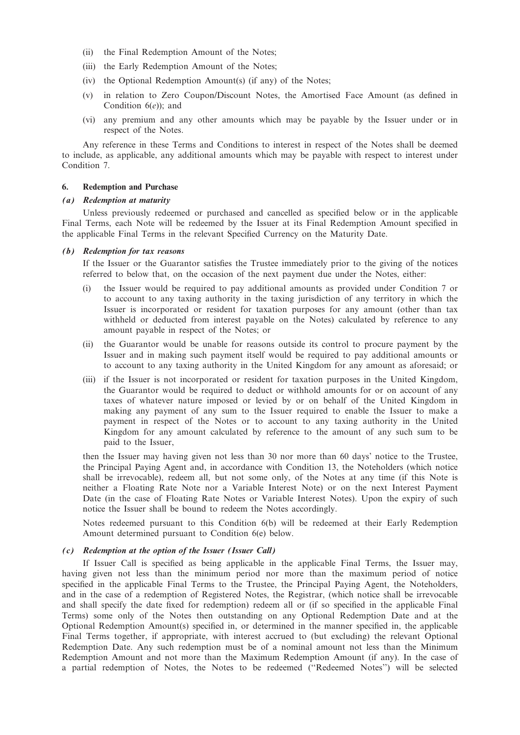(ii) the Final Redemption Amount of the Notes;

(iii) the Early Redemption Amount of the Notes;

(iv) the Optional Redemption Amount(s) (if any) of the Notes;

(v) in relation to Zero Coupon/Discount Notes, the Amortised Face Amount (as defined in Condition 6(*e*)); and

(vi) any premium and any other amounts which may be payable by the Issuer under or in respect of the Notes.

Any reference in these Terms and Conditions to interest in respect of the Notes shall be deemed to include, as applicable, any additional amounts which may be payable with respect to interest under Condition 7.

## 6. Redemption and Purchase

### *(a) Redemption at maturity*

Unless previously redeemed or purchased and cancelled as specified below or in the applicable Final Terms, each Note will be redeemed by the Issuer at its Final Redemption Amount specified in the applicable Final Terms in the relevant Specified Currency on the Maturity Date.

### *(b) Redemption for tax reasons*

If the Issuer or the Guarantor satisfies the Trustee immediately prior to the giving of the notices referred to below that, on the occasion of the next payment due under the Notes, either:

(i) the Issuer would be required to pay additional amounts as provided under Condition 7 or to account to any taxing authority in the taxing jurisdiction of any territory in which the Issuer is incorporated or resident for taxation purposes for any amount (other than tax withheld or deducted from interest payable on the Notes) calculated by reference to any amount payable in respect of the Notes; or

(ii) the Guarantor would be unable for reasons outside its control to procure payment by the Issuer and in making such payment itself would be required to pay additional amounts or to account to any taxing authority in the United Kingdom for any amount as aforesaid; or

(iii) if the Issuer is not incorporated or resident for taxation purposes in the United Kingdom, the Guarantor would be required to deduct or withhold amounts for or on account of any taxes of whatever nature imposed or levied by or on behalf of the United Kingdom in making any payment of any sum to the Issuer required to enable the Issuer to make a payment in respect of the Notes or to account to any taxing authority in the United Kingdom for any amount calculated by reference to the amount of any such sum to be paid to the Issuer,

then the Issuer may having given not less than 30 nor more than 60 days' notice to the Trustee, the Principal Paying Agent and, in accordance with Condition 13, the Noteholders (which notice shall be irrevocable), redeem all, but not some only, of the Notes at any time (if this Note is neither a Floating Rate Note nor a Variable Interest Note) or on the next Interest Payment Date (in the case of Floating Rate Notes or Variable Interest Notes). Upon the expiry of such notice the Issuer shall be bound to redeem the Notes accordingly.

Notes redeemed pursuant to this Condition 6(b) will be redeemed at their Early Redemption Amount determined pursuant to Condition 6(e) below.

### *(c) Redemption at the option of the Issuer (Issuer Call)*

If Issuer Call is specified as being applicable in the applicable Final Terms, the Issuer may, having given not less than the minimum period nor more than the maximum period of notice specified in the applicable Final Terms to the Trustee, the Principal Paying Agent, the Noteholders, and in the case of a redemption of Registered Notes, the Registrar, (which notice shall be irrevocable and shall specify the date fixed for redemption) redeem all or (if so specified in the applicable Final Terms) some only of the Notes then outstanding on any Optional Redemption Date and at the Optional Redemption Amount(s) specified in, or determined in the manner specified in, the applicable Final Terms together, if appropriate, with interest accrued to (but excluding) the relevant Optional Redemption Date. Any such redemption must be of a nominal amount not less than the Minimum Redemption Amount and not more than the Maximum Redemption Amount (if any). In the case of a partial redemption of Notes, the Notes to be redeemed (''Redeemed Notes'') will be selected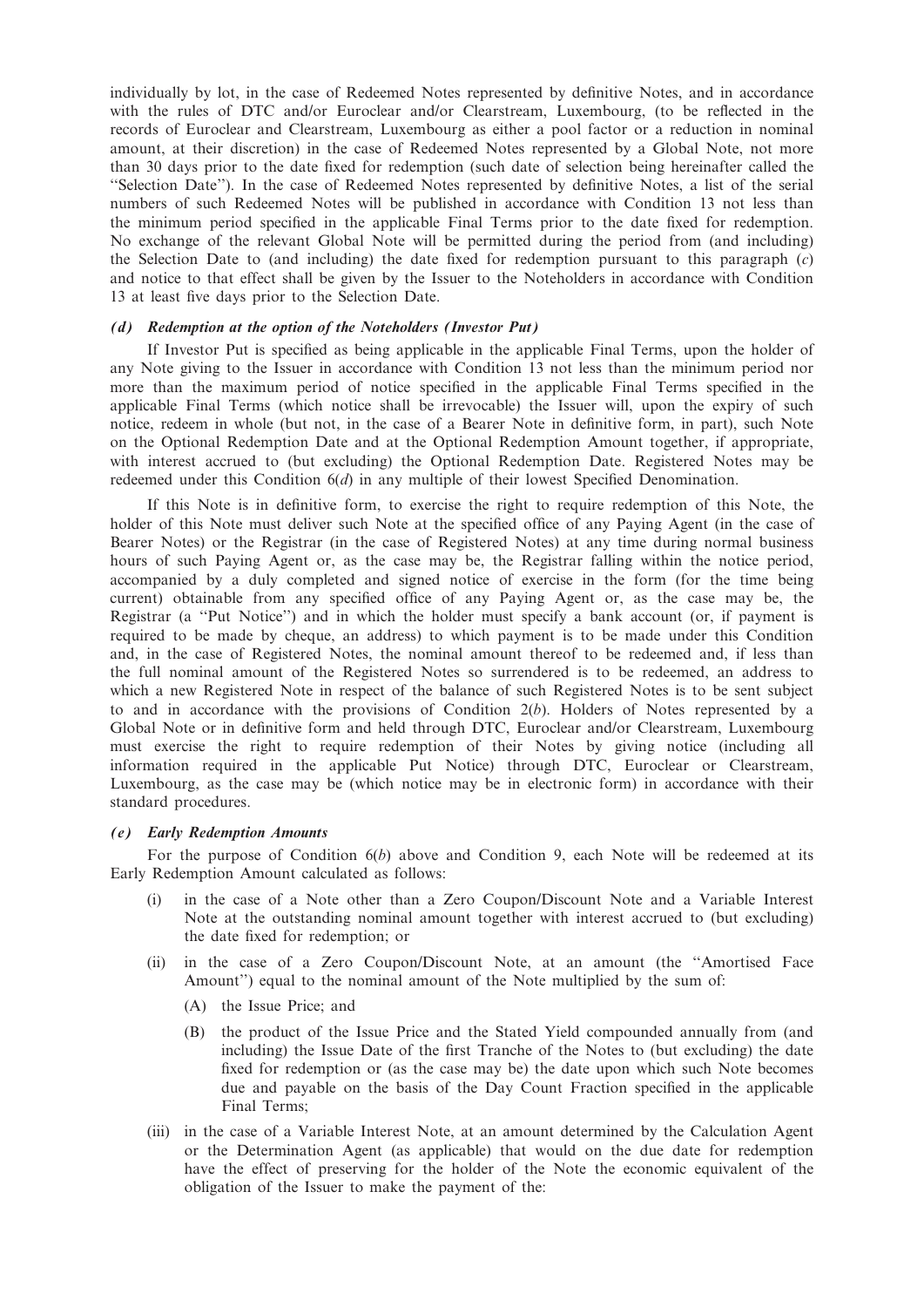individually by lot, in the case of Redeemed Notes represented by definitive Notes, and in accordance with the rules of DTC and/or Euroclear and/or Clearstream, Luxembourg, (to be reflected in the records of Euroclear and Clearstream, Luxembourg as either a pool factor or a reduction in nominal amount, at their discretion) in the case of Redeemed Notes represented by a Global Note, not more than 30 days prior to the date fixed for redemption (such date of selection being hereinafter called the "Selection Date"). In the case of Redeemed Notes represented by definitive Notes, a list of the serial numbers of such Redeemed Notes will be published in accordance with Condition 13 not less than the minimum period specified in the applicable Final Terms prior to the date fixed for redemption. No exchange of the relevant Global Note will be permitted during the period from (and including) the Selection Date to (and including) the date fixed for redemption pursuant to this paragraph (*c*) and notice to that effect shall be given by the Issuer to the Noteholders in accordance with Condition 13 at least five days prior to the Selection Date.

### *(d) Redemption at the option of the Noteholders (Investor Put)*

If Investor Put is specified as being applicable in the applicable Final Terms, upon the holder of any Note giving to the Issuer in accordance with Condition 13 not less than the minimum period nor more than the maximum period of notice specified in the applicable Final Terms specified in the applicable Final Terms (which notice shall be irrevocable) the Issuer will, upon the expiry of such notice, redeem in whole (but not, in the case of a Bearer Note in definitive form, in part), such Note on the Optional Redemption Date and at the Optional Redemption Amount together, if appropriate, with interest accrued to (but excluding) the Optional Redemption Date. Registered Notes may be redeemed under this Condition 6(*d*) in any multiple of their lowest Specified Denomination.

If this Note is in definitive form, to exercise the right to require redemption of this Note, the holder of this Note must deliver such Note at the specified office of any Paying Agent (in the case of Bearer Notes) or the Registrar (in the case of Registered Notes) at any time during normal business hours of such Paying Agent or, as the case may be, the Registrar falling within the notice period, accompanied by a duly completed and signed notice of exercise in the form (for the time being current) obtainable from any specified office of any Paying Agent or, as the case may be, the Registrar (a "Put Notice") and in which the holder must specify a bank account (or, if payment is required to be made by cheque, an address) to which payment is to be made under this Condition and, in the case of Registered Notes, the nominal amount thereof to be redeemed and, if less than the full nominal amount of the Registered Notes so surrendered is to be redeemed, an address to which a new Registered Note in respect of the balance of such Registered Notes is to be sent subject to and in accordance with the provisions of Condition 2(*b*). Holders of Notes represented by a Global Note or in definitive form and held through DTC, Euroclear and/or Clearstream, Luxembourg must exercise the right to require redemption of their Notes by giving notice (including all information required in the applicable Put Notice) through DTC, Euroclear or Clearstream, Luxembourg, as the case may be (which notice may be in electronic form) in accordance with their standard procedures.

### *(e) Early Redemption Amounts*

For the purpose of Condition 6(*b*) above and Condition 9, each Note will be redeemed at its Early Redemption Amount calculated as follows:

(i) in the case of a Note other than a Zero Coupon/Discount Note and a Variable Interest Note at the outstanding nominal amount together with interest accrued to (but excluding) the date fixed for redemption; or

(ii) in the case of a Zero Coupon/Discount Note, at an amount (the "Amortised Face Amount") equal to the nominal amount of the Note multiplied by the sum of:

  (A) the Issue Price; and

  (B) the product of the Issue Price and the Stated Yield compounded annually from (and including) the Issue Date of the first Tranche of the Notes to (but excluding) the date fixed for redemption or (as the case may be) the date upon which such Note becomes due and payable on the basis of the Day Count Fraction specified in the applicable Final Terms;

(iii) in the case of a Variable Interest Note, at an amount determined by the Calculation Agent or the Determination Agent (as applicable) that would on the due date for redemption have the effect of preserving for the holder of the Note the economic equivalent of the obligation of the Issuer to make the payment of the: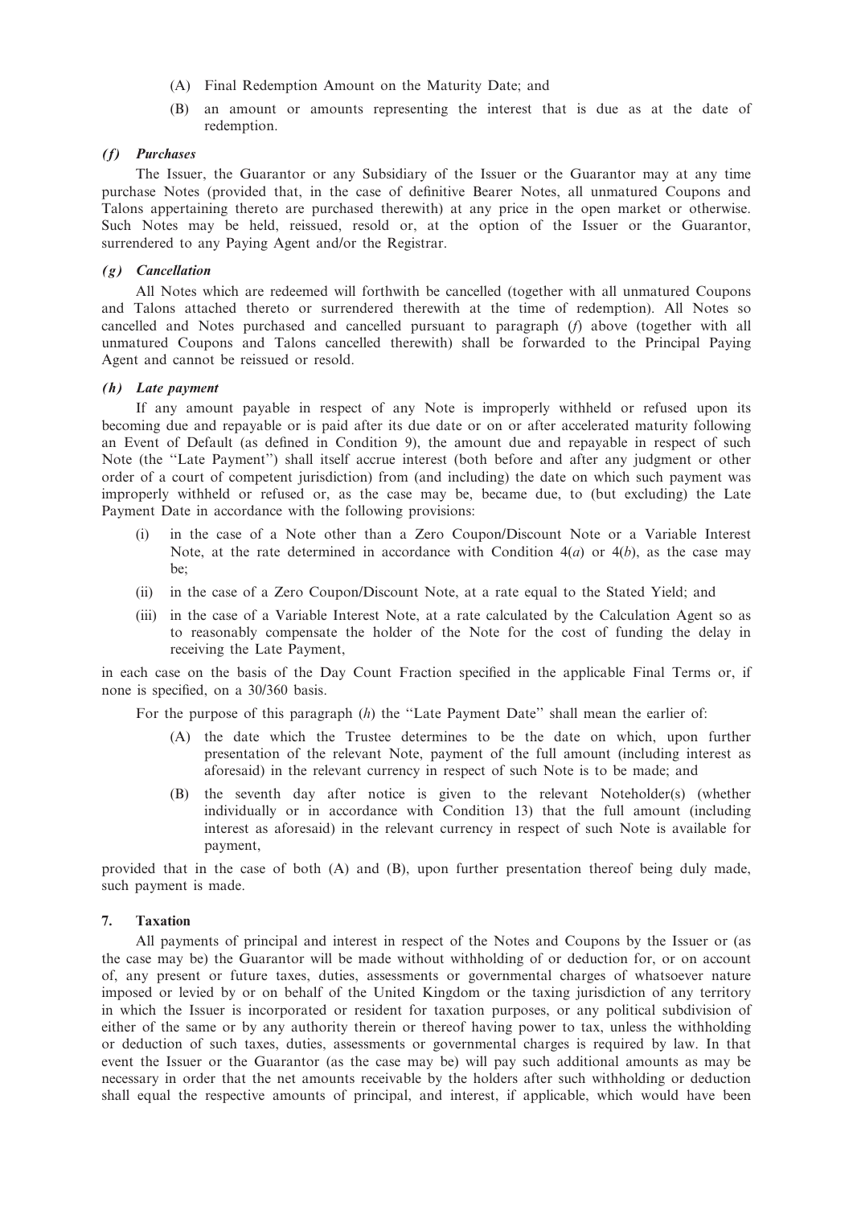(A) Final Redemption Amount on the Maturity Date; and

(B) an amount or amounts representing the interest that is due as at the date of redemption.

***(f) Purchases***

The Issuer, the Guarantor or any Subsidiary of the Issuer or the Guarantor may at any time purchase Notes (provided that, in the case of definitive Bearer Notes, all unmatured Coupons and Talons appertaining thereto are purchased therewith) at any price in the open market or otherwise. Such Notes may be held, reissued, resold or, at the option of the Issuer or the Guarantor, surrendered to any Paying Agent and/or the Registrar.

***(g) Cancellation***

All Notes which are redeemed will forthwith be cancelled (together with all unmatured Coupons and Talons attached thereto or surrendered therewith at the time of redemption). All Notes so cancelled and Notes purchased and cancelled pursuant to paragraph (*f*) above (together with all unmatured Coupons and Talons cancelled therewith) shall be forwarded to the Principal Paying Agent and cannot be reissued or resold.

***(h) Late payment***

If any amount payable in respect of any Note is improperly withheld or refused upon its becoming due and repayable or is paid after its due date or on or after accelerated maturity following an Event of Default (as defined in Condition 9), the amount due and repayable in respect of such Note (the ''Late Payment'') shall itself accrue interest (both before and after any judgment or other order of a court of competent jurisdiction) from (and including) the date on which such payment was improperly withheld or refused or, as the case may be, became due, to (but excluding) the Late Payment Date in accordance with the following provisions:

(i) in the case of a Note other than a Zero Coupon/Discount Note or a Variable Interest Note, at the rate determined in accordance with Condition 4(*a*) or 4(*b*), as the case may be;

(ii) in the case of a Zero Coupon/Discount Note, at a rate equal to the Stated Yield; and

(iii) in the case of a Variable Interest Note, at a rate calculated by the Calculation Agent so as to reasonably compensate the holder of the Note for the cost of funding the delay in receiving the Late Payment,

in each case on the basis of the Day Count Fraction specified in the applicable Final Terms or, if none is specified, on a 30/360 basis.

For the purpose of this paragraph (*h*) the ''Late Payment Date'' shall mean the earlier of:

(A) the date which the Trustee determines to be the date on which, upon further presentation of the relevant Note, payment of the full amount (including interest as aforesaid) in the relevant currency in respect of such Note is to be made; and

(B) the seventh day after notice is given to the relevant Noteholder(s) (whether individually or in accordance with Condition 13) that the full amount (including interest as aforesaid) in the relevant currency in respect of such Note is available for payment,

provided that in the case of both (A) and (B), upon further presentation thereof being duly made, such payment is made.

## 7. Taxation

All payments of principal and interest in respect of the Notes and Coupons by the Issuer or (as the case may be) the Guarantor will be made without withholding of or deduction for, or on account of, any present or future taxes, duties, assessments or governmental charges of whatsoever nature imposed or levied by or on behalf of the United Kingdom or the taxing jurisdiction of any territory in which the Issuer is incorporated or resident for taxation purposes, or any political subdivision of either of the same or by any authority therein or thereof having power to tax, unless the withholding or deduction of such taxes, duties, assessments or governmental charges is required by law. In that event the Issuer or the Guarantor (as the case may be) will pay such additional amounts as may be necessary in order that the net amounts receivable by the holders after such withholding or deduction shall equal the respective amounts of principal, and interest, if applicable, which would have been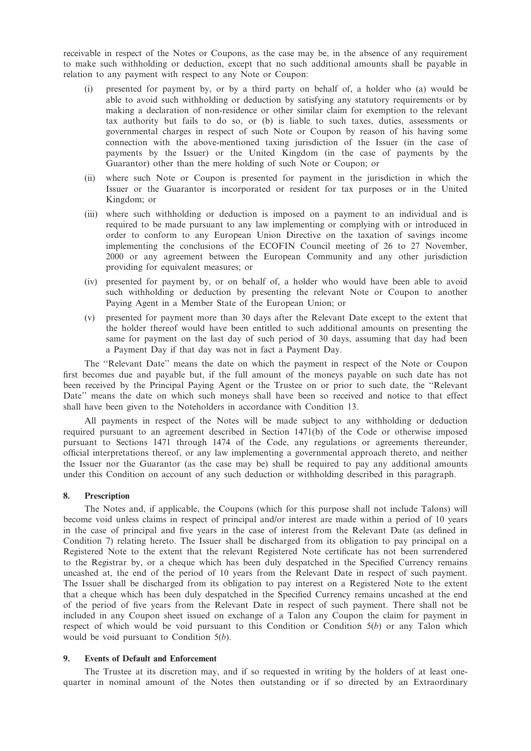receivable in respect of the Notes or Coupons, as the case may be, in the absence of any requirement to make such withholding or deduction, except that no such additional amounts shall be payable in relation to any payment with respect to any Note or Coupon:

(i) presented for payment by, or by a third party on behalf of, a holder who (a) would be able to avoid such withholding or deduction by satisfying any statutory requirements or by making a declaration of non-residence or other similar claim for exemption to the relevant tax authority but fails to do so, or (b) is liable to such taxes, duties, assessments or governmental charges in respect of such Note or Coupon by reason of his having some connection with the above-mentioned taxing jurisdiction of the Issuer (in the case of payments by the Issuer) or the United Kingdom (in the case of payments by the Guarantor) other than the mere holding of such Note or Coupon; or

(ii) where such Note or Coupon is presented for payment in the jurisdiction in which the Issuer or the Guarantor is incorporated or resident for tax purposes or in the United Kingdom; or

(iii) where such withholding or deduction is imposed on a payment to an individual and is required to be made pursuant to any law implementing or complying with or introduced in order to conform to any European Union Directive on the taxation of savings income implementing the conclusions of the ECOFIN Council meeting of 26 to 27 November, 2000 or any agreement between the European Community and any other jurisdiction providing for equivalent measures; or

(iv) presented for payment by, or on behalf of, a holder who would have been able to avoid such withholding or deduction by presenting the relevant Note or Coupon to another Paying Agent in a Member State of the European Union; or

(v) presented for payment more than 30 days after the Relevant Date except to the extent that the holder thereof would have been entitled to such additional amounts on presenting the same for payment on the last day of such period of 30 days, assuming that day had been a Payment Day if that day was not in fact a Payment Day.

The ''Relevant Date'' means the date on which the payment in respect of the Note or Coupon first becomes due and payable but, if the full amount of the moneys payable on such date has not been received by the Principal Paying Agent or the Trustee on or prior to such date, the ''Relevant Date'' means the date on which such moneys shall have been so received and notice to that effect shall have been given to the Noteholders in accordance with Condition 13.

All payments in respect of the Notes will be made subject to any withholding or deduction required pursuant to an agreement described in Section 1471(b) of the Code or otherwise imposed pursuant to Sections 1471 through 1474 of the Code, any regulations or agreements thereunder, official interpretations thereof, or any law implementing a governmental approach thereto, and neither the Issuer nor the Guarantor (as the case may be) shall be required to pay any additional amounts under this Condition on account of any such deduction or withholding described in this paragraph.

## 8. Prescription

The Notes and, if applicable, the Coupons (which for this purpose shall not include Talons) will become void unless claims in respect of principal and/or interest are made within a period of 10 years in the case of principal and five years in the case of interest from the Relevant Date (as defined in Condition 7) relating hereto. The Issuer shall be discharged from its obligation to pay principal on a Registered Note to the extent that the relevant Registered Note certificate has not been surrendered to the Registrar by, or a cheque which has been duly despatched in the Specified Currency remains uncashed at, the end of the period of 10 years from the Relevant Date in respect of such payment. The Issuer shall be discharged from its obligation to pay interest on a Registered Note to the extent that a cheque which has been duly despatched in the Specified Currency remains uncashed at the end of the period of five years from the Relevant Date in respect of such payment. There shall not be included in any Coupon sheet issued on exchange of a Talon any Coupon the claim for payment in respect of which would be void pursuant to this Condition or Condition 5(*b*) or any Talon which would be void pursuant to Condition 5(*b*).

## 9. Events of Default and Enforcement

The Trustee at its discretion may, and if so requested in writing by the holders of at least one-quarter in nominal amount of the Notes then outstanding or if so directed by an Extraordinary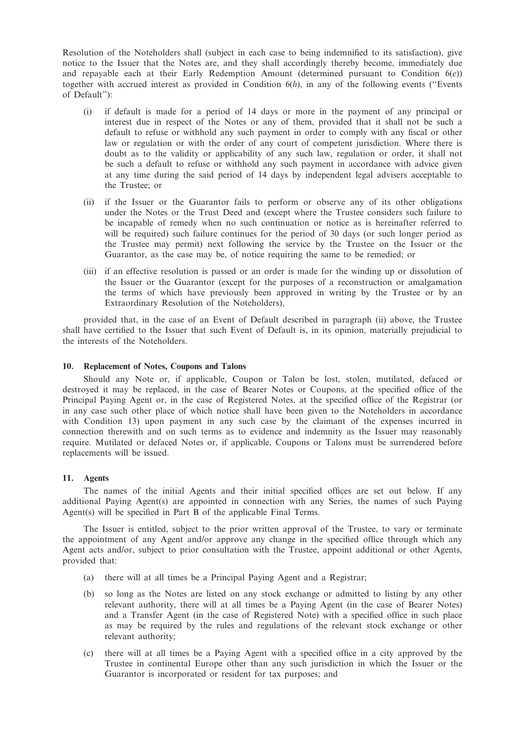Resolution of the Noteholders shall (subject in each case to being indemnified to its satisfaction), give notice to the Issuer that the Notes are, and they shall accordingly thereby become, immediately due and repayable each at their Early Redemption Amount (determined pursuant to Condition 6(*e*)) together with accrued interest as provided in Condition 6(*h*), in any of the following events (''Events of Default''):

(i) if default is made for a period of 14 days or more in the payment of any principal or interest due in respect of the Notes or any of them, provided that it shall not be such a default to refuse or withhold any such payment in order to comply with any fiscal or other law or regulation or with the order of any court of competent jurisdiction. Where there is doubt as to the validity or applicability of any such law, regulation or order, it shall not be such a default to refuse or withhold any such payment in accordance with advice given at any time during the said period of 14 days by independent legal advisers acceptable to the Trustee; or

(ii) if the Issuer or the Guarantor fails to perform or observe any of its other obligations under the Notes or the Trust Deed and (except where the Trustee considers such failure to be incapable of remedy when no such continuation or notice as is hereinafter referred to will be required) such failure continues for the period of 30 days (or such longer period as the Trustee may permit) next following the service by the Trustee on the Issuer or the Guarantor, as the case may be, of notice requiring the same to be remedied; or

(iii) if an effective resolution is passed or an order is made for the winding up or dissolution of the Issuer or the Guarantor (except for the purposes of a reconstruction or amalgamation the terms of which have previously been approved in writing by the Trustee or by an Extraordinary Resolution of the Noteholders),

provided that, in the case of an Event of Default described in paragraph (ii) above, the Trustee shall have certified to the Issuer that such Event of Default is, in its opinion, materially prejudicial to the interests of the Noteholders.

### 10. Replacement of Notes, Coupons and Talons

Should any Note or, if applicable, Coupon or Talon be lost, stolen, mutilated, defaced or destroyed it may be replaced, in the case of Bearer Notes or Coupons, at the specified office of the Principal Paying Agent or, in the case of Registered Notes, at the specified office of the Registrar (or in any case such other place of which notice shall have been given to the Noteholders in accordance with Condition 13) upon payment in any such case by the claimant of the expenses incurred in connection therewith and on such terms as to evidence and indemnity as the Issuer may reasonably require. Mutilated or defaced Notes or, if applicable, Coupons or Talons must be surrendered before replacements will be issued.

### 11. Agents

The names of the initial Agents and their initial specified offices are set out below. If any additional Paying Agent(s) are appointed in connection with any Series, the names of such Paying Agent(s) will be specified in Part B of the applicable Final Terms.

The Issuer is entitled, subject to the prior written approval of the Trustee, to vary or terminate the appointment of any Agent and/or approve any change in the specified office through which any Agent acts and/or, subject to prior consultation with the Trustee, appoint additional or other Agents, provided that:

(a) there will at all times be a Principal Paying Agent and a Registrar;

(b) so long as the Notes are listed on any stock exchange or admitted to listing by any other relevant authority, there will at all times be a Paying Agent (in the case of Bearer Notes) and a Transfer Agent (in the case of Registered Note) with a specified office in such place as may be required by the rules and regulations of the relevant stock exchange or other relevant authority;

(c) there will at all times be a Paying Agent with a specified office in a city approved by the Trustee in continental Europe other than any such jurisdiction in which the Issuer or the Guarantor is incorporated or resident for tax purposes; and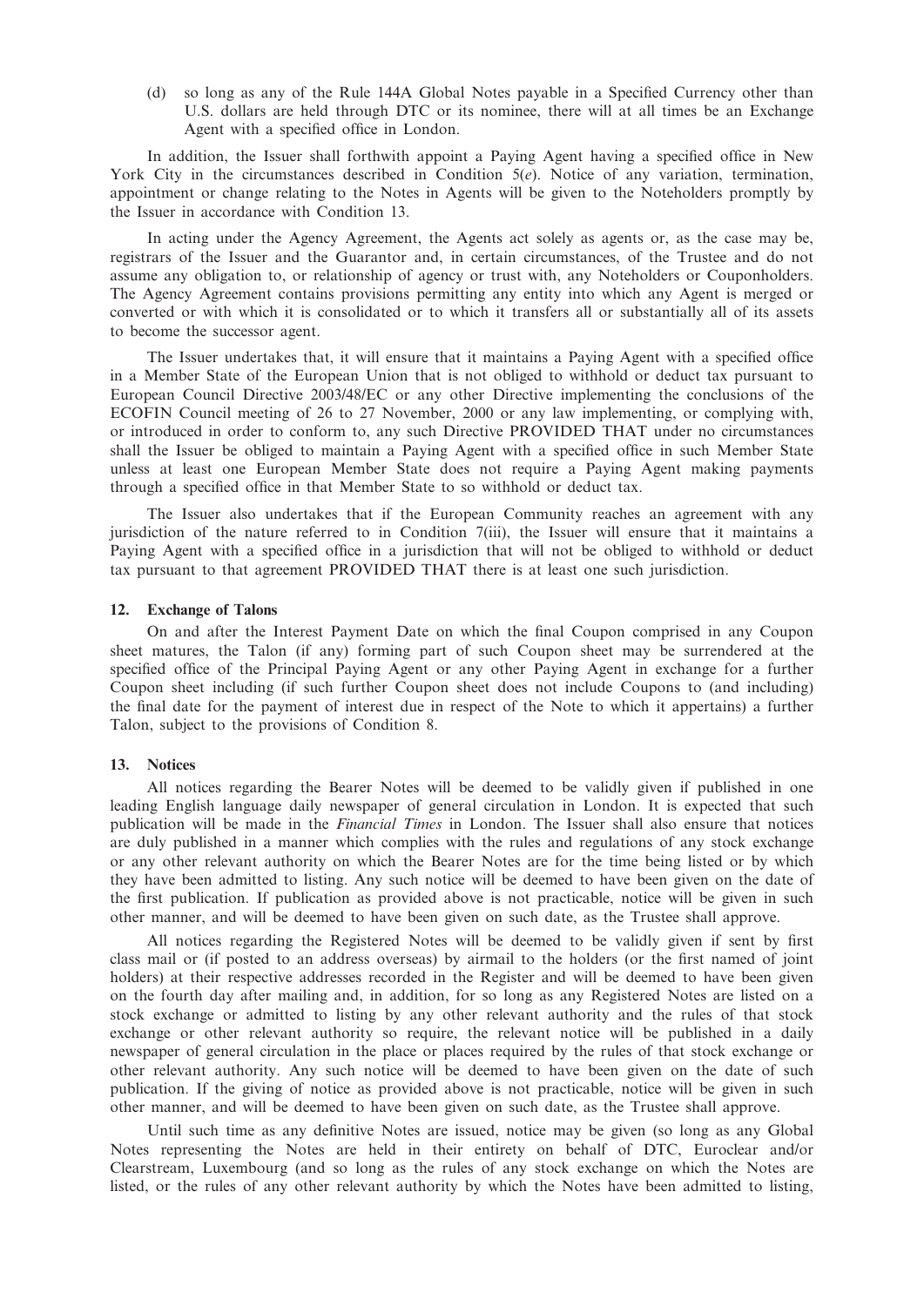(d) so long as any of the Rule 144A Global Notes payable in a Specified Currency other than U.S. dollars are held through DTC or its nominee, there will at all times be an Exchange Agent with a specified office in London.

In addition, the Issuer shall forthwith appoint a Paying Agent having a specified office in New York City in the circumstances described in Condition 5(*e*). Notice of any variation, termination, appointment or change relating to the Notes in Agents will be given to the Noteholders promptly by the Issuer in accordance with Condition 13.

In acting under the Agency Agreement, the Agents act solely as agents or, as the case may be, registrars of the Issuer and the Guarantor and, in certain circumstances, of the Trustee and do not assume any obligation to, or relationship of agency or trust with, any Noteholders or Couponholders. The Agency Agreement contains provisions permitting any entity into which any Agent is merged or converted or with which it is consolidated or to which it transfers all or substantially all of its assets to become the successor agent.

The Issuer undertakes that, it will ensure that it maintains a Paying Agent with a specified office in a Member State of the European Union that is not obliged to withhold or deduct tax pursuant to European Council Directive 2003/48/EC or any other Directive implementing the conclusions of the ECOFIN Council meeting of 26 to 27 November, 2000 or any law implementing, or complying with, or introduced in order to conform to, any such Directive PROVIDED THAT under no circumstances shall the Issuer be obliged to maintain a Paying Agent with a specified office in such Member State unless at least one European Member State does not require a Paying Agent making payments through a specified office in that Member State to so withhold or deduct tax.

The Issuer also undertakes that if the European Community reaches an agreement with any jurisdiction of the nature referred to in Condition 7(iii), the Issuer will ensure that it maintains a Paying Agent with a specified office in a jurisdiction that will not be obliged to withhold or deduct tax pursuant to that agreement PROVIDED THAT there is at least one such jurisdiction.

#### 12. Exchange of Talons

On and after the Interest Payment Date on which the final Coupon comprised in any Coupon sheet matures, the Talon (if any) forming part of such Coupon sheet may be surrendered at the specified office of the Principal Paying Agent or any other Paying Agent in exchange for a further Coupon sheet including (if such further Coupon sheet does not include Coupons to (and including) the final date for the payment of interest due in respect of the Note to which it appertains) a further Talon, subject to the provisions of Condition 8.

#### 13. Notices

All notices regarding the Bearer Notes will be deemed to be validly given if published in one leading English language daily newspaper of general circulation in London. It is expected that such publication will be made in the *Financial Times* in London. The Issuer shall also ensure that notices are duly published in a manner which complies with the rules and regulations of any stock exchange or any other relevant authority on which the Bearer Notes are for the time being listed or by which they have been admitted to listing. Any such notice will be deemed to have been given on the date of the first publication. If publication as provided above is not practicable, notice will be given in such other manner, and will be deemed to have been given on such date, as the Trustee shall approve.

All notices regarding the Registered Notes will be deemed to be validly given if sent by first class mail or (if posted to an address overseas) by airmail to the holders (or the first named of joint holders) at their respective addresses recorded in the Register and will be deemed to have been given on the fourth day after mailing and, in addition, for so long as any Registered Notes are listed on a stock exchange or admitted to listing by any other relevant authority and the rules of that stock exchange or other relevant authority so require, the relevant notice will be published in a daily newspaper of general circulation in the place or places required by the rules of that stock exchange or other relevant authority. Any such notice will be deemed to have been given on the date of such publication. If the giving of notice as provided above is not practicable, notice will be given in such other manner, and will be deemed to have been given on such date, as the Trustee shall approve.

Until such time as any definitive Notes are issued, notice may be given (so long as any Global Notes representing the Notes are held in their entirety on behalf of DTC, Euroclear and/or Clearstream, Luxembourg (and so long as the rules of any stock exchange on which the Notes are listed, or the rules of any other relevant authority by which the Notes have been admitted to listing,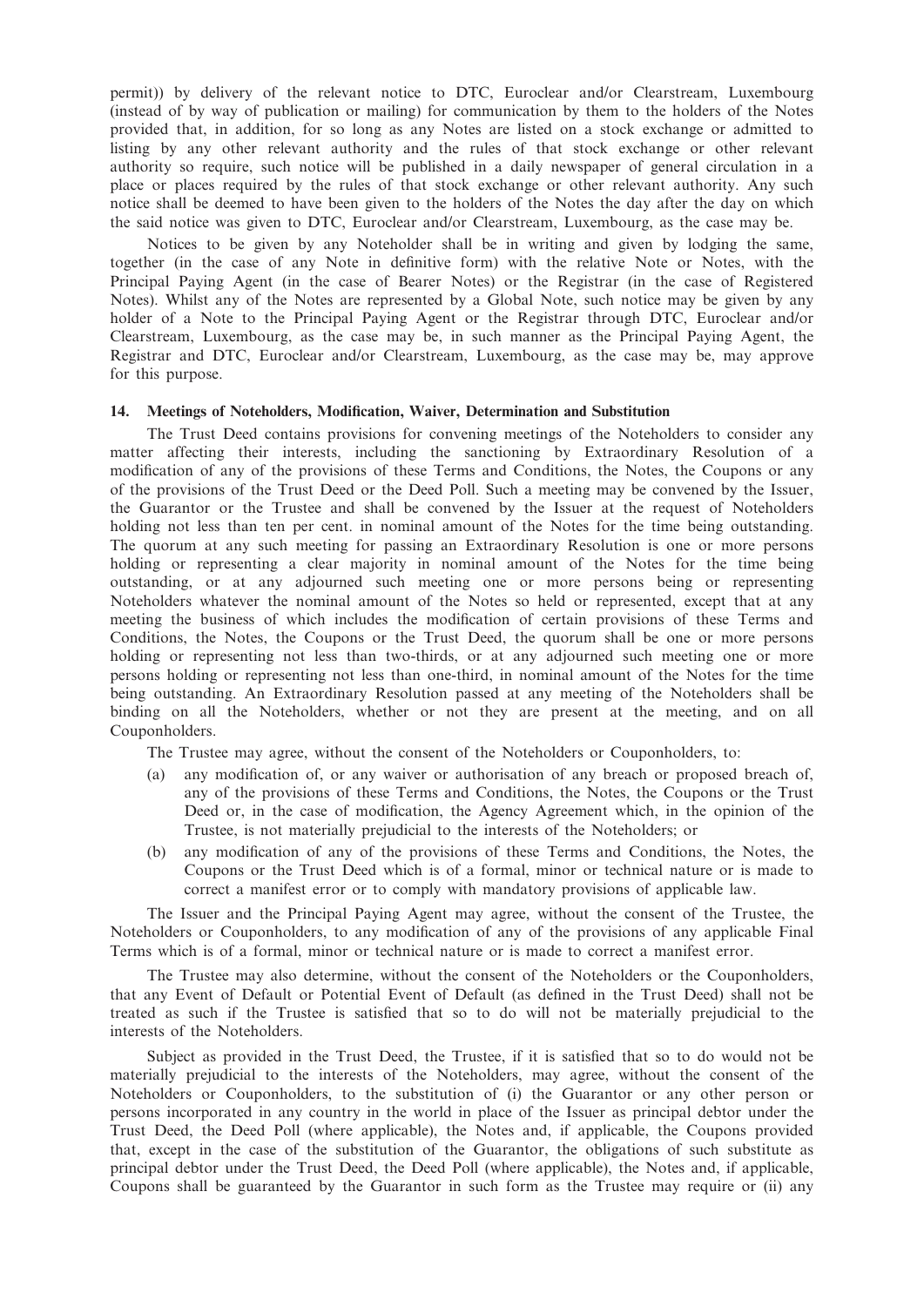permit)) by delivery of the relevant notice to DTC, Euroclear and/or Clearstream, Luxembourg (instead of by way of publication or mailing) for communication by them to the holders of the Notes provided that, in addition, for so long as any Notes are listed on a stock exchange or admitted to listing by any other relevant authority and the rules of that stock exchange or other relevant authority so require, such notice will be published in a daily newspaper of general circulation in a place or places required by the rules of that stock exchange or other relevant authority. Any such notice shall be deemed to have been given to the holders of the Notes the day after the day on which the said notice was given to DTC, Euroclear and/or Clearstream, Luxembourg, as the case may be.

Notices to be given by any Noteholder shall be in writing and given by lodging the same, together (in the case of any Note in definitive form) with the relative Note or Notes, with the Principal Paying Agent (in the case of Bearer Notes) or the Registrar (in the case of Registered Notes). Whilst any of the Notes are represented by a Global Note, such notice may be given by any holder of a Note to the Principal Paying Agent or the Registrar through DTC, Euroclear and/or Clearstream, Luxembourg, as the case may be, in such manner as the Principal Paying Agent, the Registrar and DTC, Euroclear and/or Clearstream, Luxembourg, as the case may be, may approve for this purpose.

**14. Meetings of Noteholders, Modification, Waiver, Determination and Substitution**

The Trust Deed contains provisions for convening meetings of the Noteholders to consider any matter affecting their interests, including the sanctioning by Extraordinary Resolution of a modification of any of the provisions of these Terms and Conditions, the Notes, the Coupons or any of the provisions of the Trust Deed or the Deed Poll. Such a meeting may be convened by the Issuer, the Guarantor or the Trustee and shall be convened by the Issuer at the request of Noteholders holding not less than ten per cent. in nominal amount of the Notes for the time being outstanding. The quorum at any such meeting for passing an Extraordinary Resolution is one or more persons holding or representing a clear majority in nominal amount of the Notes for the time being outstanding, or at any adjourned such meeting one or more persons being or representing Noteholders whatever the nominal amount of the Notes so held or represented, except that at any meeting the business of which includes the modification of certain provisions of these Terms and Conditions, the Notes, the Coupons or the Trust Deed, the quorum shall be one or more persons holding or representing not less than two-thirds, or at any adjourned such meeting one or more persons holding or representing not less than one-third, in nominal amount of the Notes for the time being outstanding. An Extraordinary Resolution passed at any meeting of the Noteholders shall be binding on all the Noteholders, whether or not they are present at the meeting, and on all Couponholders.

The Trustee may agree, without the consent of the Noteholders or Couponholders, to:

(a) any modification of, or any waiver or authorisation of any breach or proposed breach of, any of the provisions of these Terms and Conditions, the Notes, the Coupons or the Trust Deed or, in the case of modification, the Agency Agreement which, in the opinion of the Trustee, is not materially prejudicial to the interests of the Noteholders; or

(b) any modification of any of the provisions of these Terms and Conditions, the Notes, the Coupons or the Trust Deed which is of a formal, minor or technical nature or is made to correct a manifest error or to comply with mandatory provisions of applicable law.

The Issuer and the Principal Paying Agent may agree, without the consent of the Trustee, the Noteholders or Couponholders, to any modification of any of the provisions of any applicable Final Terms which is of a formal, minor or technical nature or is made to correct a manifest error.

The Trustee may also determine, without the consent of the Noteholders or the Couponholders, that any Event of Default or Potential Event of Default (as defined in the Trust Deed) shall not be treated as such if the Trustee is satisfied that so to do will not be materially prejudicial to the interests of the Noteholders.

Subject as provided in the Trust Deed, the Trustee, if it is satisfied that so to do would not be materially prejudicial to the interests of the Noteholders, may agree, without the consent of the Noteholders or Couponholders, to the substitution of (i) the Guarantor or any other person or persons incorporated in any country in the world in place of the Issuer as principal debtor under the Trust Deed, the Deed Poll (where applicable), the Notes and, if applicable, the Coupons provided that, except in the case of the substitution of the Guarantor, the obligations of such substitute as principal debtor under the Trust Deed, the Deed Poll (where applicable), the Notes and, if applicable, Coupons shall be guaranteed by the Guarantor in such form as the Trustee may require or (ii) any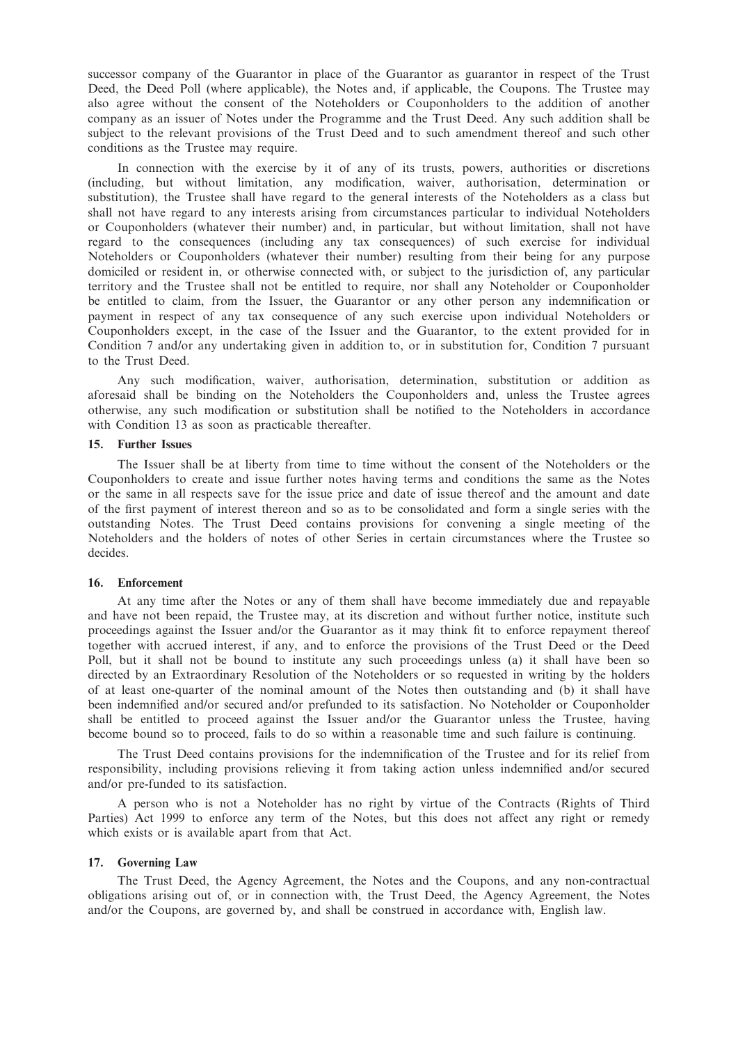successor company of the Guarantor in place of the Guarantor as guarantor in respect of the Trust Deed, the Deed Poll (where applicable), the Notes and, if applicable, the Coupons. The Trustee may also agree without the consent of the Noteholders or Couponholders to the addition of another company as an issuer of Notes under the Programme and the Trust Deed. Any such addition shall be subject to the relevant provisions of the Trust Deed and to such amendment thereof and such other conditions as the Trustee may require.

In connection with the exercise by it of any of its trusts, powers, authorities or discretions (including, but without limitation, any modification, waiver, authorisation, determination or substitution), the Trustee shall have regard to the general interests of the Noteholders as a class but shall not have regard to any interests arising from circumstances particular to individual Noteholders or Couponholders (whatever their number) and, in particular, but without limitation, shall not have regard to the consequences (including any tax consequences) of such exercise for individual Noteholders or Couponholders (whatever their number) resulting from their being for any purpose domiciled or resident in, or otherwise connected with, or subject to the jurisdiction of, any particular territory and the Trustee shall not be entitled to require, nor shall any Noteholder or Couponholder be entitled to claim, from the Issuer, the Guarantor or any other person any indemnification or payment in respect of any tax consequence of any such exercise upon individual Noteholders or Couponholders except, in the case of the Issuer and the Guarantor, to the extent provided for in Condition 7 and/or any undertaking given in addition to, or in substitution for, Condition 7 pursuant to the Trust Deed.

Any such modification, waiver, authorisation, determination, substitution or addition as aforesaid shall be binding on the Noteholders the Couponholders and, unless the Trustee agrees otherwise, any such modification or substitution shall be notified to the Noteholders in accordance with Condition 13 as soon as practicable thereafter.

## 15. Further Issues

The Issuer shall be at liberty from time to time without the consent of the Noteholders or the Couponholders to create and issue further notes having terms and conditions the same as the Notes or the same in all respects save for the issue price and date of issue thereof and the amount and date of the first payment of interest thereon and so as to be consolidated and form a single series with the outstanding Notes. The Trust Deed contains provisions for convening a single meeting of the Noteholders and the holders of notes of other Series in certain circumstances where the Trustee so decides.

## 16. Enforcement

At any time after the Notes or any of them shall have become immediately due and repayable and have not been repaid, the Trustee may, at its discretion and without further notice, institute such proceedings against the Issuer and/or the Guarantor as it may think fit to enforce repayment thereof together with accrued interest, if any, and to enforce the provisions of the Trust Deed or the Deed Poll, but it shall not be bound to institute any such proceedings unless (a) it shall have been so directed by an Extraordinary Resolution of the Noteholders or so requested in writing by the holders of at least one-quarter of the nominal amount of the Notes then outstanding and (b) it shall have been indemnified and/or secured and/or prefunded to its satisfaction. No Noteholder or Couponholder shall be entitled to proceed against the Issuer and/or the Guarantor unless the Trustee, having become bound so to proceed, fails to do so within a reasonable time and such failure is continuing.

The Trust Deed contains provisions for the indemnification of the Trustee and for its relief from responsibility, including provisions relieving it from taking action unless indemnified and/or secured and/or pre-funded to its satisfaction.

A person who is not a Noteholder has no right by virtue of the Contracts (Rights of Third Parties) Act 1999 to enforce any term of the Notes, but this does not affect any right or remedy which exists or is available apart from that Act.

## 17. Governing Law

The Trust Deed, the Agency Agreement, the Notes and the Coupons, and any non-contractual obligations arising out of, or in connection with, the Trust Deed, the Agency Agreement, the Notes and/or the Coupons, are governed by, and shall be construed in accordance with, English law.